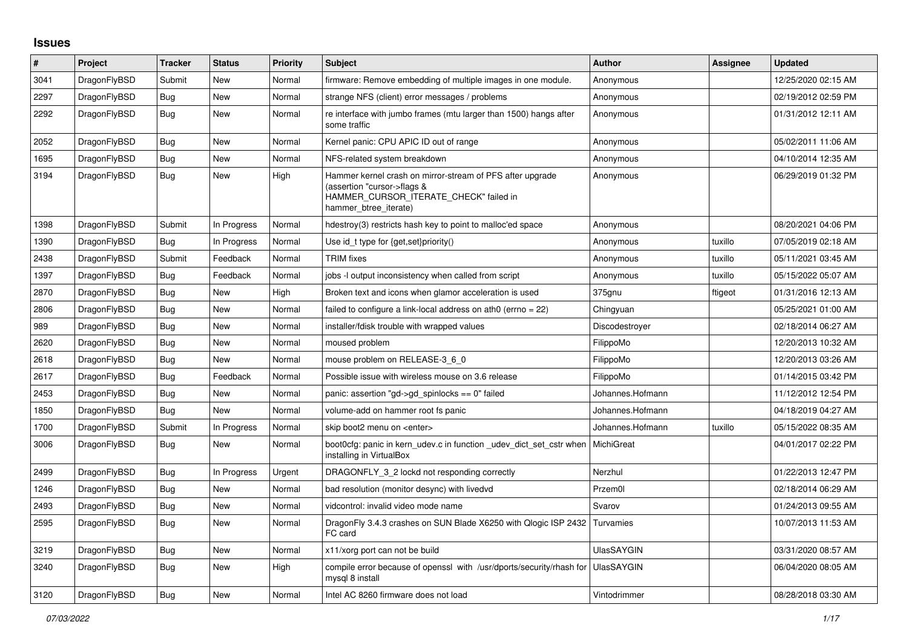# Issues

| # | Project | Tracker | Status | Priority | Subject | Author | Assignee | Updated |
|---|---|---|---|---|---|---|---|---|
| 3041 | DragonFlyBSD | Submit | New | Normal | firmware: Remove embedding of multiple images in one module. | Anonymous | | 12/25/2020 02:15 AM |
| 2297 | DragonFlyBSD | Bug | New | Normal | strange NFS (client) error messages / problems | Anonymous | | 02/19/2012 02:59 PM |
| 2292 | DragonFlyBSD | Bug | New | Normal | re interface with jumbo frames (mtu larger than 1500) hangs after some traffic | Anonymous | | 01/31/2012 12:11 AM |
| 2052 | DragonFlyBSD | Bug | New | Normal | Kernel panic: CPU APIC ID out of range | Anonymous | | 05/02/2011 11:06 AM |
| 1695 | DragonFlyBSD | Bug | New | Normal | NFS-related system breakdown | Anonymous | | 04/10/2014 12:35 AM |
| 3194 | DragonFlyBSD | Bug | New | High | Hammer kernel crash on mirror-stream of PFS after upgrade (assertion "cursor->flags & HAMMER_CURSOR_ITERATE_CHECK" failed in hammer_btree_iterate) | Anonymous | | 06/29/2019 01:32 PM |
| 1398 | DragonFlyBSD | Submit | In Progress | Normal | hdestroy(3) restricts hash key to point to malloc'ed space | Anonymous | | 08/20/2021 04:06 PM |
| 1390 | DragonFlyBSD | Bug | In Progress | Normal | Use id_t type for {get,set}priority() | Anonymous | tuxillo | 07/05/2019 02:18 AM |
| 2438 | DragonFlyBSD | Submit | Feedback | Normal | TRIM fixes | Anonymous | tuxillo | 05/11/2021 03:45 AM |
| 1397 | DragonFlyBSD | Bug | Feedback | Normal | jobs -I output inconsistency when called from script | Anonymous | tuxillo | 05/15/2022 05:07 AM |
| 2870 | DragonFlyBSD | Bug | New | High | Broken text and icons when glamor acceleration is used | 375gnu | ftigeot | 01/31/2016 12:13 AM |
| 2806 | DragonFlyBSD | Bug | New | Normal | failed to configure a link-local address on ath0 (errno = 22) | Chingyuan | | 05/25/2021 01:00 AM |
| 989 | DragonFlyBSD | Bug | New | Normal | installer/fdisk trouble with wrapped values | Discodestroyer | | 02/18/2014 06:27 AM |
| 2620 | DragonFlyBSD | Bug | New | Normal | moused problem | FilippoMo | | 12/20/2013 10:32 AM |
| 2618 | DragonFlyBSD | Bug | New | Normal | mouse problem on RELEASE-3_6_0 | FilippoMo | | 12/20/2013 03:26 AM |
| 2617 | DragonFlyBSD | Bug | Feedback | Normal | Possible issue with wireless mouse on 3.6 release | FilippoMo | | 01/14/2015 03:42 PM |
| 2453 | DragonFlyBSD | Bug | New | Normal | panic: assertion "gd->gd_spinlocks == 0" failed | Johannes.Hofmann | | 11/12/2012 12:54 PM |
| 1850 | DragonFlyBSD | Bug | New | Normal | volume-add on hammer root fs panic | Johannes.Hofmann | | 04/18/2019 04:27 AM |
| 1700 | DragonFlyBSD | Submit | In Progress | Normal | skip boot2 menu on <enter> | Johannes.Hofmann | tuxillo | 05/15/2022 08:35 AM |
| 3006 | DragonFlyBSD | Bug | New | Normal | boot0cfg: panic in kern_udev.c in function _udev_dict_set_cstr when installing in VirtualBox | MichiGreat | | 04/01/2017 02:22 PM |
| 2499 | DragonFlyBSD | Bug | In Progress | Urgent | DRAGONFLY_3_2 lockd not responding correctly | Nerzhul | | 01/22/2013 12:47 PM |
| 1246 | DragonFlyBSD | Bug | New | Normal | bad resolution (monitor desync) with livedvd | Przem0l | | 02/18/2014 06:29 AM |
| 2493 | DragonFlyBSD | Bug | New | Normal | vidcontrol: invalid video mode name | Svarov | | 01/24/2013 09:55 AM |
| 2595 | DragonFlyBSD | Bug | New | Normal | DragonFly 3.4.3 crashes on SUN Blade X6250 with Qlogic ISP 2432 FC card | Turvamies | | 10/07/2013 11:53 AM |
| 3219 | DragonFlyBSD | Bug | New | Normal | x11/xorg port can not be build | UlasSAYGIN | | 03/31/2020 08:57 AM |
| 3240 | DragonFlyBSD | Bug | New | High | compile error because of openssl with /usr/dports/security/rhash for mysql 8 install | UlasSAYGIN | | 06/04/2020 08:05 AM |
| 3120 | DragonFlyBSD | Bug | New | Normal | Intel AC 8260 firmware does not load | Vintodrimmer | | 08/28/2018 03:30 AM |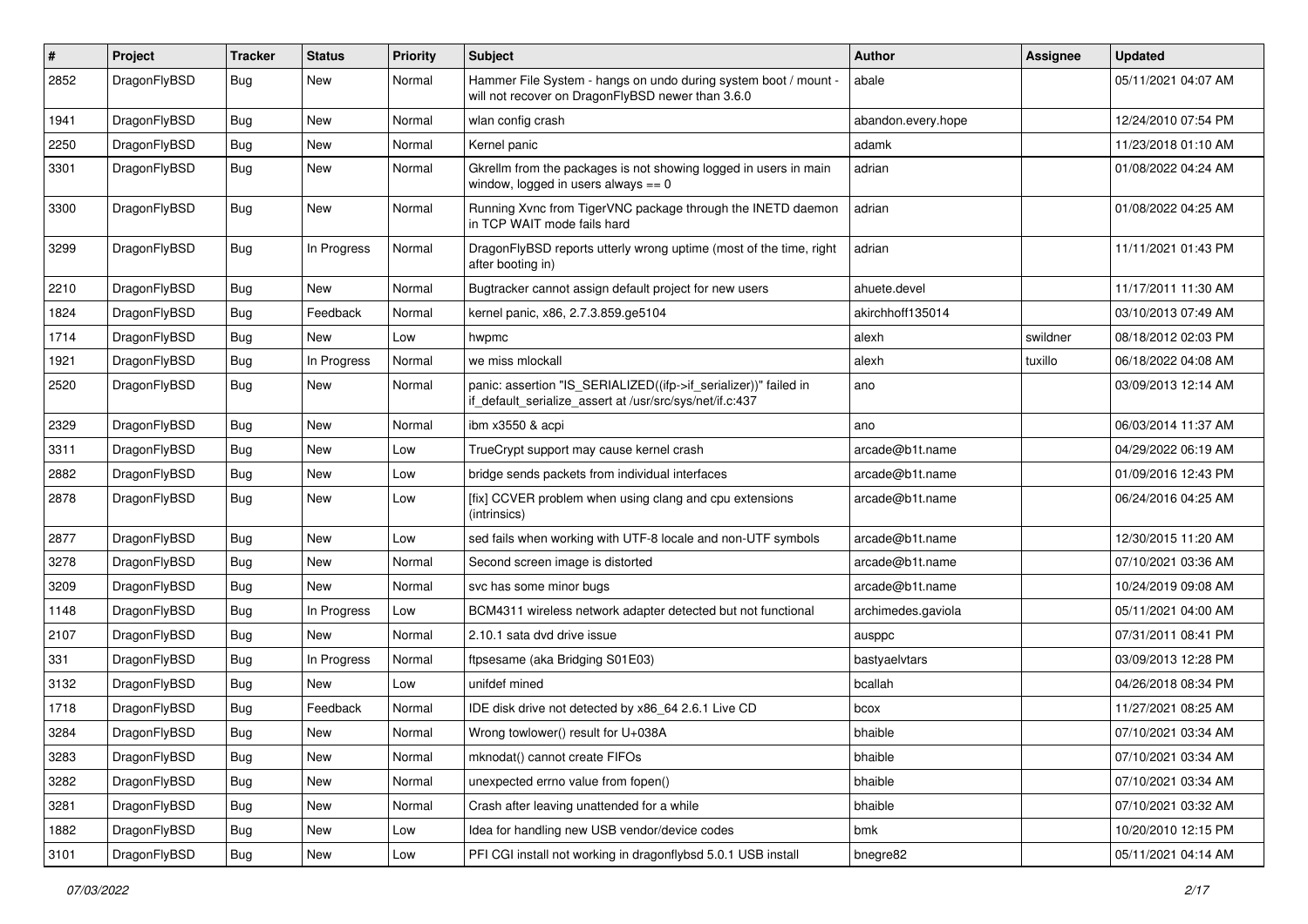| # | Project | Tracker | Status | Priority | Subject | Author | Assignee | Updated |
|---|---|---|---|---|---|---|---|---|
| 2852 | DragonFlyBSD | Bug | New | Normal | Hammer File System - hangs on undo during system boot / mount - will not recover on DragonFlyBSD newer than 3.6.0 | abale | | 05/11/2021 04:07 AM |
| 1941 | DragonFlyBSD | Bug | New | Normal | wlan config crash | abandon.every.hope | | 12/24/2010 07:54 PM |
| 2250 | DragonFlyBSD | Bug | New | Normal | Kernel panic | adamk | | 11/23/2018 01:10 AM |
| 3301 | DragonFlyBSD | Bug | New | Normal | Gkrellm from the packages is not showing logged in users in main window, logged in users always == 0 | adrian | | 01/08/2022 04:24 AM |
| 3300 | DragonFlyBSD | Bug | New | Normal | Running Xvnc from TigerVNC package through the INETD daemon in TCP WAIT mode fails hard | adrian | | 01/08/2022 04:25 AM |
| 3299 | DragonFlyBSD | Bug | In Progress | Normal | DragonFlyBSD reports utterly wrong uptime (most of the time, right after booting in) | adrian | | 11/11/2021 01:43 PM |
| 2210 | DragonFlyBSD | Bug | New | Normal | Bugtracker cannot assign default project for new users | ahuete.devel | | 11/17/2011 11:30 AM |
| 1824 | DragonFlyBSD | Bug | Feedback | Normal | kernel panic, x86, 2.7.3.859.ge5104 | akirchhoff135014 | | 03/10/2013 07:49 AM |
| 1714 | DragonFlyBSD | Bug | New | Low | hwpmc | alexh | swildner | 08/18/2012 02:03 PM |
| 1921 | DragonFlyBSD | Bug | In Progress | Normal | we miss mlockall | alexh | tuxillo | 06/18/2022 04:08 AM |
| 2520 | DragonFlyBSD | Bug | New | Normal | panic: assertion "IS_SERIALIZED((ifp->if_serializer))" failed in if_default_serialize_assert at /usr/src/sys/net/if.c:437 | ano | | 03/09/2013 12:14 AM |
| 2329 | DragonFlyBSD | Bug | New | Normal | ibm x3550 & acpi | ano | | 06/03/2014 11:37 AM |
| 3311 | DragonFlyBSD | Bug | New | Low | TrueCrypt support may cause kernel crash | arcade@b1t.name | | 04/29/2022 06:19 AM |
| 2882 | DragonFlyBSD | Bug | New | Low | bridge sends packets from individual interfaces | arcade@b1t.name | | 01/09/2016 12:43 PM |
| 2878 | DragonFlyBSD | Bug | New | Low | [fix] CCVER problem when using clang and cpu extensions (intrinsics) | arcade@b1t.name | | 06/24/2016 04:25 AM |
| 2877 | DragonFlyBSD | Bug | New | Low | sed fails when working with UTF-8 locale and non-UTF symbols | arcade@b1t.name | | 12/30/2015 11:20 AM |
| 3278 | DragonFlyBSD | Bug | New | Normal | Second screen image is distorted | arcade@b1t.name | | 07/10/2021 03:36 AM |
| 3209 | DragonFlyBSD | Bug | New | Normal | svc has some minor bugs | arcade@b1t.name | | 10/24/2019 09:08 AM |
| 1148 | DragonFlyBSD | Bug | In Progress | Low | BCM4311 wireless network adapter detected but not functional | archimedes.gaviola | | 05/11/2021 04:00 AM |
| 2107 | DragonFlyBSD | Bug | New | Normal | 2.10.1 sata dvd drive issue | ausppc | | 07/31/2011 08:41 PM |
| 331 | DragonFlyBSD | Bug | In Progress | Normal | ftpsesame (aka Bridging S01E03) | bastyaelvtars | | 03/09/2013 12:28 PM |
| 3132 | DragonFlyBSD | Bug | New | Low | unifdef mined | bcallah | | 04/26/2018 08:34 PM |
| 1718 | DragonFlyBSD | Bug | Feedback | Normal | IDE disk drive not detected by x86_64 2.6.1 Live CD | bcox | | 11/27/2021 08:25 AM |
| 3284 | DragonFlyBSD | Bug | New | Normal | Wrong towlower() result for U+038A | bhaible | | 07/10/2021 03:34 AM |
| 3283 | DragonFlyBSD | Bug | New | Normal | mknodat() cannot create FIFOs | bhaible | | 07/10/2021 03:34 AM |
| 3282 | DragonFlyBSD | Bug | New | Normal | unexpected errno value from fopen() | bhaible | | 07/10/2021 03:34 AM |
| 3281 | DragonFlyBSD | Bug | New | Normal | Crash after leaving unattended for a while | bhaible | | 07/10/2021 03:32 AM |
| 1882 | DragonFlyBSD | Bug | New | Low | Idea for handling new USB vendor/device codes | bmk | | 10/20/2010 12:15 PM |
| 3101 | DragonFlyBSD | Bug | New | Low | PFI CGI install not working in dragonflybsd 5.0.1 USB install | bnegre82 | | 05/11/2021 04:14 AM |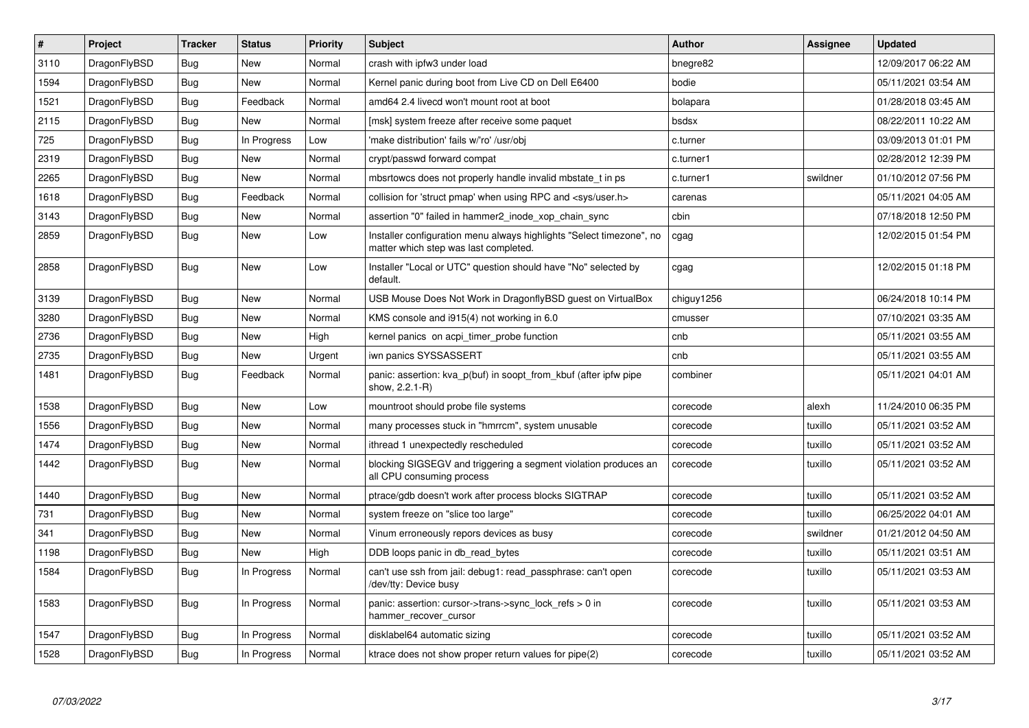| # | Project | Tracker | Status | Priority | Subject | Author | Assignee | Updated |
|---|---|---|---|---|---|---|---|---|
| 3110 | DragonFlyBSD | Bug | New | Normal | crash with ipfw3 under load | bnegre82 | | 12/09/2017 06:22 AM |
| 1594 | DragonFlyBSD | Bug | New | Normal | Kernel panic during boot from Live CD on Dell E6400 | bodie | | 05/11/2021 03:54 AM |
| 1521 | DragonFlyBSD | Bug | Feedback | Normal | amd64 2.4 livecd won't mount root at boot | bolapara | | 01/28/2018 03:45 AM |
| 2115 | DragonFlyBSD | Bug | New | Normal | [msk] system freeze after receive some paquet | bsdsx | | 08/22/2011 10:22 AM |
| 725 | DragonFlyBSD | Bug | In Progress | Low | 'make distribution' fails w/'ro' /usr/obj | c.turner | | 03/09/2013 01:01 PM |
| 2319 | DragonFlyBSD | Bug | New | Normal | crypt/passwd forward compat | c.turner1 | | 02/28/2012 12:39 PM |
| 2265 | DragonFlyBSD | Bug | New | Normal | mbsrtowcs does not properly handle invalid mbstate_t in ps | c.turner1 | swildner | 01/10/2012 07:56 PM |
| 1618 | DragonFlyBSD | Bug | Feedback | Normal | collision for 'struct pmap' when using RPC and <sys/user.h> | carenas | | 05/11/2021 04:05 AM |
| 3143 | DragonFlyBSD | Bug | New | Normal | assertion "0" failed in hammer2_inode_xop_chain_sync | cbin | | 07/18/2018 12:50 PM |
| 2859 | DragonFlyBSD | Bug | New | Low | Installer configuration menu always highlights "Select timezone", no matter which step was last completed. | cgag | | 12/02/2015 01:54 PM |
| 2858 | DragonFlyBSD | Bug | New | Low | Installer "Local or UTC" question should have "No" selected by default. | cgag | | 12/02/2015 01:18 PM |
| 3139 | DragonFlyBSD | Bug | New | Normal | USB Mouse Does Not Work in DragonflyBSD guest on VirtualBox | chiguy1256 | | 06/24/2018 10:14 PM |
| 3280 | DragonFlyBSD | Bug | New | Normal | KMS console and i915(4) not working in 6.0 | cmusser | | 07/10/2021 03:35 AM |
| 2736 | DragonFlyBSD | Bug | New | High | kernel panics on acpi_timer_probe function | cnb | | 05/11/2021 03:55 AM |
| 2735 | DragonFlyBSD | Bug | New | Urgent | iwn panics SYSSASSERT | cnb | | 05/11/2021 03:55 AM |
| 1481 | DragonFlyBSD | Bug | Feedback | Normal | panic: assertion: kva_p(buf) in soopt_from_kbuf (after ipfw pipe show, 2.2.1-R) | combiner | | 05/11/2021 04:01 AM |
| 1538 | DragonFlyBSD | Bug | New | Low | mountroot should probe file systems | corecode | alexh | 11/24/2010 06:35 PM |
| 1556 | DragonFlyBSD | Bug | New | Normal | many processes stuck in "hmrrcm", system unusable | corecode | tuxillo | 05/11/2021 03:52 AM |
| 1474 | DragonFlyBSD | Bug | New | Normal | ithread 1 unexpectedly rescheduled | corecode | tuxillo | 05/11/2021 03:52 AM |
| 1442 | DragonFlyBSD | Bug | New | Normal | blocking SIGSEGV and triggering a segment violation produces an all CPU consuming process | corecode | tuxillo | 05/11/2021 03:52 AM |
| 1440 | DragonFlyBSD | Bug | New | Normal | ptrace/gdb doesn't work after process blocks SIGTRAP | corecode | tuxillo | 05/11/2021 03:52 AM |
| 731 | DragonFlyBSD | Bug | New | Normal | system freeze on "slice too large" | corecode | tuxillo | 06/25/2022 04:01 AM |
| 341 | DragonFlyBSD | Bug | New | Normal | Vinum erroneously repors devices as busy | corecode | swildner | 01/21/2012 04:50 AM |
| 1198 | DragonFlyBSD | Bug | New | High | DDB loops panic in db_read_bytes | corecode | tuxillo | 05/11/2021 03:51 AM |
| 1584 | DragonFlyBSD | Bug | In Progress | Normal | can't use ssh from jail: debug1: read_passphrase: can't open /dev/tty: Device busy | corecode | tuxillo | 05/11/2021 03:53 AM |
| 1583 | DragonFlyBSD | Bug | In Progress | Normal | panic: assertion: cursor->trans->sync_lock_refs > 0 in hammer_recover_cursor | corecode | tuxillo | 05/11/2021 03:53 AM |
| 1547 | DragonFlyBSD | Bug | In Progress | Normal | disklabel64 automatic sizing | corecode | tuxillo | 05/11/2021 03:52 AM |
| 1528 | DragonFlyBSD | Bug | In Progress | Normal | ktrace does not show proper return values for pipe(2) | corecode | tuxillo | 05/11/2021 03:52 AM |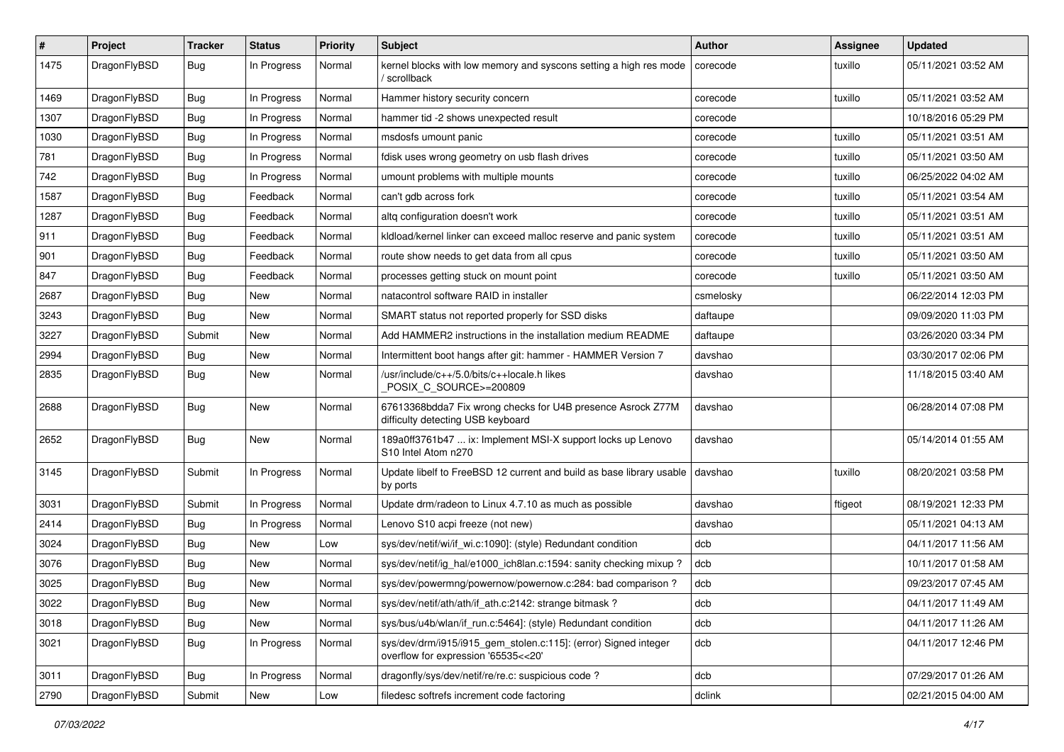| # | Project | Tracker | Status | Priority | Subject | Author | Assignee | Updated |
|---|---|---|---|---|---|---|---|---|
| 1475 | DragonFlyBSD | Bug | In Progress | Normal | kernel blocks with low memory and syscons setting a high res mode / scrollback | corecode | tuxillo | 05/11/2021 03:52 AM |
| 1469 | DragonFlyBSD | Bug | In Progress | Normal | Hammer history security concern | corecode | tuxillo | 05/11/2021 03:52 AM |
| 1307 | DragonFlyBSD | Bug | In Progress | Normal | hammer tid -2 shows unexpected result | corecode | | 10/18/2016 05:29 PM |
| 1030 | DragonFlyBSD | Bug | In Progress | Normal | msdosfs umount panic | corecode | tuxillo | 05/11/2021 03:51 AM |
| 781 | DragonFlyBSD | Bug | In Progress | Normal | fdisk uses wrong geometry on usb flash drives | corecode | tuxillo | 05/11/2021 03:50 AM |
| 742 | DragonFlyBSD | Bug | In Progress | Normal | umount problems with multiple mounts | corecode | tuxillo | 06/25/2022 04:02 AM |
| 1587 | DragonFlyBSD | Bug | Feedback | Normal | can't gdb across fork | corecode | tuxillo | 05/11/2021 03:54 AM |
| 1287 | DragonFlyBSD | Bug | Feedback | Normal | altq configuration doesn't work | corecode | tuxillo | 05/11/2021 03:51 AM |
| 911 | DragonFlyBSD | Bug | Feedback | Normal | kldload/kernel linker can exceed malloc reserve and panic system | corecode | tuxillo | 05/11/2021 03:51 AM |
| 901 | DragonFlyBSD | Bug | Feedback | Normal | route show needs to get data from all cpus | corecode | tuxillo | 05/11/2021 03:50 AM |
| 847 | DragonFlyBSD | Bug | Feedback | Normal | processes getting stuck on mount point | corecode | tuxillo | 05/11/2021 03:50 AM |
| 2687 | DragonFlyBSD | Bug | New | Normal | natacontrol software RAID in installer | csmelosky | | 06/22/2014 12:03 PM |
| 3243 | DragonFlyBSD | Bug | New | Normal | SMART status not reported properly for SSD disks | daftaupe | | 09/09/2020 11:03 PM |
| 3227 | DragonFlyBSD | Submit | New | Normal | Add HAMMER2 instructions in the installation medium README | daftaupe | | 03/26/2020 03:34 PM |
| 2994 | DragonFlyBSD | Bug | New | Normal | Intermittent boot hangs after git: hammer - HAMMER Version 7 | davshao | | 03/30/2017 02:06 PM |
| 2835 | DragonFlyBSD | Bug | New | Normal | /usr/include/c++/5.0/bits/c++locale.h likes _POSIX_C_SOURCE>=200809 | davshao | | 11/18/2015 03:40 AM |
| 2688 | DragonFlyBSD | Bug | New | Normal | 67613368bdda7 Fix wrong checks for U4B presence Asrock Z77M difficulty detecting USB keyboard | davshao | | 06/28/2014 07:08 PM |
| 2652 | DragonFlyBSD | Bug | New | Normal | 189a0ff3761b47 ... ix: Implement MSI-X support locks up Lenovo S10 Intel Atom n270 | davshao | | 05/14/2014 01:55 AM |
| 3145 | DragonFlyBSD | Submit | In Progress | Normal | Update libelf to FreeBSD 12 current and build as base library usable by ports | davshao | tuxillo | 08/20/2021 03:58 PM |
| 3031 | DragonFlyBSD | Submit | In Progress | Normal | Update drm/radeon to Linux 4.7.10 as much as possible | davshao | ftigeot | 08/19/2021 12:33 PM |
| 2414 | DragonFlyBSD | Bug | In Progress | Normal | Lenovo S10 acpi freeze (not new) | davshao | | 05/11/2021 04:13 AM |
| 3024 | DragonFlyBSD | Bug | New | Low | sys/dev/netif/wi/if_wi.c:1090]: (style) Redundant condition | dcb | | 04/11/2017 11:56 AM |
| 3076 | DragonFlyBSD | Bug | New | Normal | sys/dev/netif/ig_hal/e1000_ich8lan.c:1594: sanity checking mixup ? | dcb | | 10/11/2017 01:58 AM |
| 3025 | DragonFlyBSD | Bug | New | Normal | sys/dev/powermng/powernow/powernow.c:284: bad comparison ? | dcb | | 09/23/2017 07:45 AM |
| 3022 | DragonFlyBSD | Bug | New | Normal | sys/dev/netif/ath/ath/if_ath.c:2142: strange bitmask ? | dcb | | 04/11/2017 11:49 AM |
| 3018 | DragonFlyBSD | Bug | New | Normal | sys/bus/u4b/wlan/if_run.c:5464]: (style) Redundant condition | dcb | | 04/11/2017 11:26 AM |
| 3021 | DragonFlyBSD | Bug | In Progress | Normal | sys/dev/drm/i915/i915_gem_stolen.c:115]: (error) Signed integer overflow for expression '65535<<20' | dcb | | 04/11/2017 12:46 PM |
| 3011 | DragonFlyBSD | Bug | In Progress | Normal | dragonfly/sys/dev/netif/re/re.c: suspicious code ? | dcb | | 07/29/2017 01:26 AM |
| 2790 | DragonFlyBSD | Submit | New | Low | filedesc softrefs increment code factoring | dclink | | 02/21/2015 04:00 AM |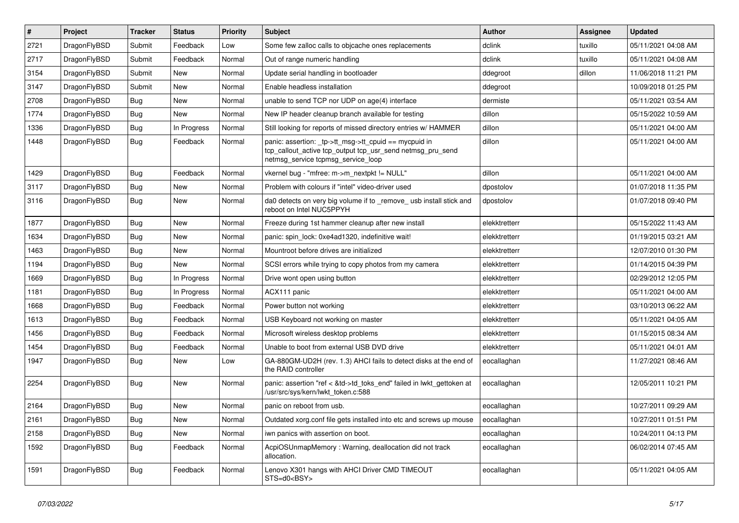| # | Project | Tracker | Status | Priority | Subject | Author | Assignee | Updated |
|---|---|---|---|---|---|---|---|---|
| 2721 | DragonFlyBSD | Submit | Feedback | Low | Some few zalloc calls to objcache ones replacements | dclink | tuxillo | 05/11/2021 04:08 AM |
| 2717 | DragonFlyBSD | Submit | Feedback | Normal | Out of range numeric handling | dclink | tuxillo | 05/11/2021 04:08 AM |
| 3154 | DragonFlyBSD | Submit | New | Normal | Update serial handling in bootloader | ddegroot | dillon | 11/06/2018 11:21 PM |
| 3147 | DragonFlyBSD | Submit | New | Normal | Enable headless installation | ddegroot | | 10/09/2018 01:25 PM |
| 2708 | DragonFlyBSD | Bug | New | Normal | unable to send TCP nor UDP on age(4) interface | dermiste | | 05/11/2021 03:54 AM |
| 1774 | DragonFlyBSD | Bug | New | Normal | New IP header cleanup branch available for testing | dillon | | 05/15/2022 10:59 AM |
| 1336 | DragonFlyBSD | Bug | In Progress | Normal | Still looking for reports of missed directory entries w/ HAMMER | dillon | | 05/11/2021 04:00 AM |
| 1448 | DragonFlyBSD | Bug | Feedback | Normal | panic: assertion: _tp->tt_msg->tt_cpuid == mycpuid in tcp_callout_active tcp_output tcp_usr_send netmsg_pru_send netmsg_service tcpmsg_service_loop | dillon | | 05/11/2021 04:00 AM |
| 1429 | DragonFlyBSD | Bug | Feedback | Normal | vkernel bug - "mfree: m->m_nextpkt != NULL" | dillon | | 05/11/2021 04:00 AM |
| 3117 | DragonFlyBSD | Bug | New | Normal | Problem with colours if "intel" video-driver used | dpostolov | | 01/07/2018 11:35 PM |
| 3116 | DragonFlyBSD | Bug | New | Normal | da0 detects on very big volume if to _remove_ usb install stick and reboot on Intel NUC5PPYH | dpostolov | | 01/07/2018 09:40 PM |
| 1877 | DragonFlyBSD | Bug | New | Normal | Freeze during 1st hammer cleanup after new install | elekktretterr | | 05/15/2022 11:43 AM |
| 1634 | DragonFlyBSD | Bug | New | Normal | panic: spin_lock: 0xe4ad1320, indefinitive wait! | elekktretterr | | 01/19/2015 03:21 AM |
| 1463 | DragonFlyBSD | Bug | New | Normal | Mountroot before drives are initialized | elekktretterr | | 12/07/2010 01:30 PM |
| 1194 | DragonFlyBSD | Bug | New | Normal | SCSI errors while trying to copy photos from my camera | elekktretterr | | 01/14/2015 04:39 PM |
| 1669 | DragonFlyBSD | Bug | In Progress | Normal | Drive wont open using button | elekktretterr | | 02/29/2012 12:05 PM |
| 1181 | DragonFlyBSD | Bug | In Progress | Normal | ACX111 panic | elekktretterr | | 05/11/2021 04:00 AM |
| 1668 | DragonFlyBSD | Bug | Feedback | Normal | Power button not working | elekktretterr | | 03/10/2013 06:22 AM |
| 1613 | DragonFlyBSD | Bug | Feedback | Normal | USB Keyboard not working on master | elekktretterr | | 05/11/2021 04:05 AM |
| 1456 | DragonFlyBSD | Bug | Feedback | Normal | Microsoft wireless desktop problems | elekktretterr | | 01/15/2015 08:34 AM |
| 1454 | DragonFlyBSD | Bug | Feedback | Normal | Unable to boot from external USB DVD drive | elekktretterr | | 05/11/2021 04:01 AM |
| 1947 | DragonFlyBSD | Bug | New | Low | GA-880GM-UD2H (rev. 1.3) AHCI fails to detect disks at the end of the RAID controller | eocallaghan | | 11/27/2021 08:46 AM |
| 2254 | DragonFlyBSD | Bug | New | Normal | panic: assertion "ref < &td->td_toks_end" failed in lwkt_gettoken at /usr/src/sys/kern/lwkt_token.c:588 | eocallaghan | | 12/05/2011 10:21 PM |
| 2164 | DragonFlyBSD | Bug | New | Normal | panic on reboot from usb. | eocallaghan | | 10/27/2011 09:29 AM |
| 2161 | DragonFlyBSD | Bug | New | Normal | Outdated xorg.conf file gets installed into etc and screws up mouse | eocallaghan | | 10/27/2011 01:51 PM |
| 2158 | DragonFlyBSD | Bug | New | Normal | iwn panics with assertion on boot. | eocallaghan | | 10/24/2011 04:13 PM |
| 1592 | DragonFlyBSD | Bug | Feedback | Normal | AcpiOSUnmapMemory : Warning, deallocation did not track allocation. | eocallaghan | | 06/02/2014 07:45 AM |
| 1591 | DragonFlyBSD | Bug | Feedback | Normal | Lenovo X301 hangs with AHCI Driver CMD TIMEOUT STS=d0<BSY> | eocallaghan | | 05/11/2021 04:05 AM |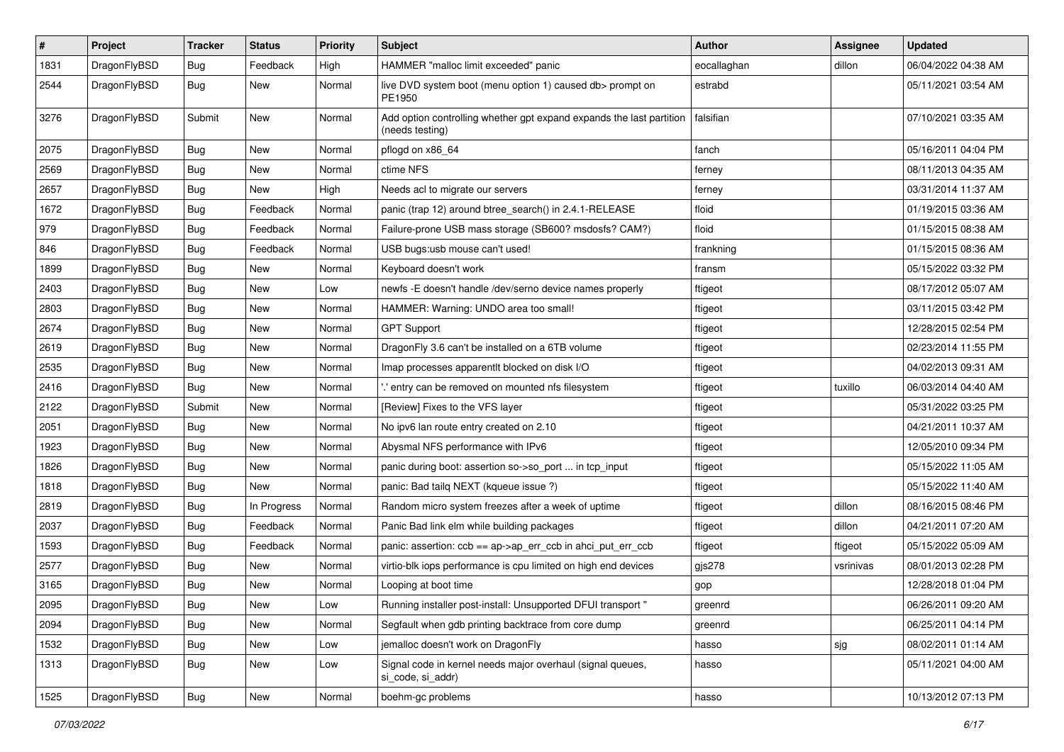| # | Project | Tracker | Status | Priority | Subject | Author | Assignee | Updated |
|---|---|---|---|---|---|---|---|---|
| 1831 | DragonFlyBSD | Bug | Feedback | High | HAMMER "malloc limit exceeded" panic | eocallaghan | dillon | 06/04/2022 04:38 AM |
| 2544 | DragonFlyBSD | Bug | New | Normal | live DVD system boot (menu option 1) caused db> prompt on PE1950 | estrabd | | 05/11/2021 03:54 AM |
| 3276 | DragonFlyBSD | Submit | New | Normal | Add option controlling whether gpt expand expands the last partition (needs testing) | falsifian | | 07/10/2021 03:35 AM |
| 2075 | DragonFlyBSD | Bug | New | Normal | pflogd on x86_64 | fanch | | 05/16/2011 04:04 PM |
| 2569 | DragonFlyBSD | Bug | New | Normal | ctime NFS | ferney | | 08/11/2013 04:35 AM |
| 2657 | DragonFlyBSD | Bug | New | High | Needs acl to migrate our servers | ferney | | 03/31/2014 11:37 AM |
| 1672 | DragonFlyBSD | Bug | Feedback | Normal | panic (trap 12) around btree_search() in 2.4.1-RELEASE | floid | | 01/19/2015 03:36 AM |
| 979 | DragonFlyBSD | Bug | Feedback | Normal | Failure-prone USB mass storage (SB600? msdosfs? CAM?) | floid | | 01/15/2015 08:38 AM |
| 846 | DragonFlyBSD | Bug | Feedback | Normal | USB bugs:usb mouse can't used! | frankning | | 01/15/2015 08:36 AM |
| 1899 | DragonFlyBSD | Bug | New | Normal | Keyboard doesn't work | fransm | | 05/15/2022 03:32 PM |
| 2403 | DragonFlyBSD | Bug | New | Low | newfs -E doesn't handle /dev/serno device names properly | ftigeot | | 08/17/2012 05:07 AM |
| 2803 | DragonFlyBSD | Bug | New | Normal | HAMMER: Warning: UNDO area too small! | ftigeot | | 03/11/2015 03:42 PM |
| 2674 | DragonFlyBSD | Bug | New | Normal | GPT Support | ftigeot | | 12/28/2015 02:54 PM |
| 2619 | DragonFlyBSD | Bug | New | Normal | DragonFly 3.6 can't be installed on a 6TB volume | ftigeot | | 02/23/2014 11:55 PM |
| 2535 | DragonFlyBSD | Bug | New | Normal | Imap processes apparentlt blocked on disk I/O | ftigeot | | 04/02/2013 09:31 AM |
| 2416 | DragonFlyBSD | Bug | New | Normal | '.' entry can be removed on mounted nfs filesystem | ftigeot | tuxillo | 06/03/2014 04:40 AM |
| 2122 | DragonFlyBSD | Submit | New | Normal | [Review] Fixes to the VFS layer | ftigeot | | 05/31/2022 03:25 PM |
| 2051 | DragonFlyBSD | Bug | New | Normal | No ipv6 lan route entry created on 2.10 | ftigeot | | 04/21/2011 10:37 AM |
| 1923 | DragonFlyBSD | Bug | New | Normal | Abysmal NFS performance with IPv6 | ftigeot | | 12/05/2010 09:34 PM |
| 1826 | DragonFlyBSD | Bug | New | Normal | panic during boot: assertion so->so_port ... in tcp_input | ftigeot | | 05/15/2022 11:05 AM |
| 1818 | DragonFlyBSD | Bug | New | Normal | panic: Bad tailq NEXT (kqueue issue ?) | ftigeot | | 05/15/2022 11:40 AM |
| 2819 | DragonFlyBSD | Bug | In Progress | Normal | Random micro system freezes after a week of uptime | ftigeot | dillon | 08/16/2015 08:46 PM |
| 2037 | DragonFlyBSD | Bug | Feedback | Normal | Panic Bad link elm while building packages | ftigeot | dillon | 04/21/2011 07:20 AM |
| 1593 | DragonFlyBSD | Bug | Feedback | Normal | panic: assertion: ccb == ap->ap_err_ccb in ahci_put_err_ccb | ftigeot | ftigeot | 05/15/2022 05:09 AM |
| 2577 | DragonFlyBSD | Bug | New | Normal | virtio-blk iops performance is cpu limited on high end devices | gjs278 | vsrinivas | 08/01/2013 02:28 PM |
| 3165 | DragonFlyBSD | Bug | New | Normal | Looping at boot time | gop | | 12/28/2018 01:04 PM |
| 2095 | DragonFlyBSD | Bug | New | Low | Running installer post-install: Unsupported DFUI transport " | greenrd | | 06/26/2011 09:20 AM |
| 2094 | DragonFlyBSD | Bug | New | Normal | Segfault when gdb printing backtrace from core dump | greenrd | | 06/25/2011 04:14 PM |
| 1532 | DragonFlyBSD | Bug | New | Low | jemalloc doesn't work on DragonFly | hasso | sjg | 08/02/2011 01:14 AM |
| 1313 | DragonFlyBSD | Bug | New | Low | Signal code in kernel needs major overhaul (signal queues, si_code, si_addr) | hasso | | 05/11/2021 04:00 AM |
| 1525 | DragonFlyBSD | Bug | New | Normal | boehm-gc problems | hasso | | 10/13/2012 07:13 PM |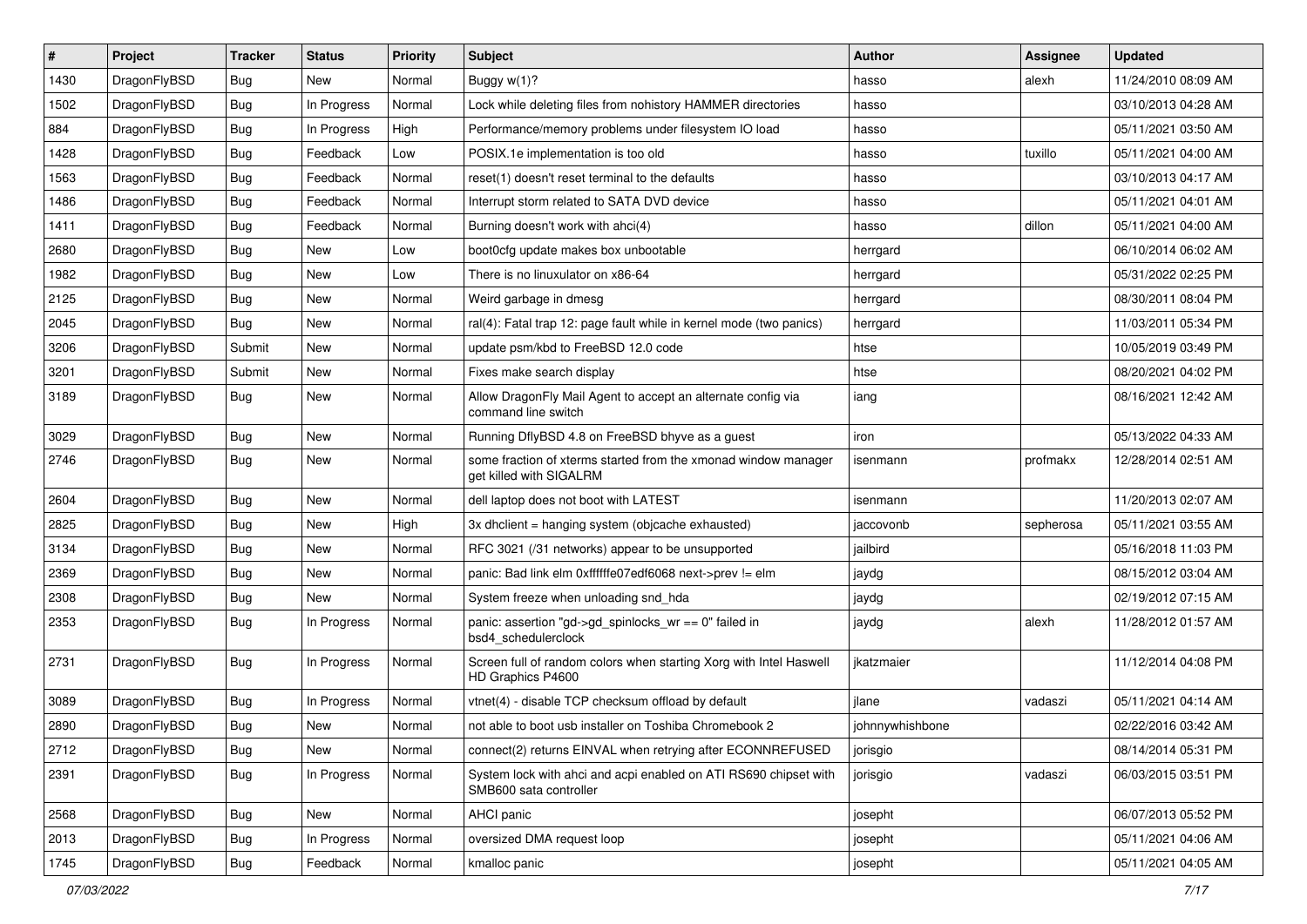| # | Project | Tracker | Status | Priority | Subject | Author | Assignee | Updated |
|---|---|---|---|---|---|---|---|---|
| 1430 | DragonFlyBSD | Bug | New | Normal | Buggy w(1)? | hasso | alexh | 11/24/2010 08:09 AM |
| 1502 | DragonFlyBSD | Bug | In Progress | Normal | Lock while deleting files from nohistory HAMMER directories | hasso | | 03/10/2013 04:28 AM |
| 884 | DragonFlyBSD | Bug | In Progress | High | Performance/memory problems under filesystem IO load | hasso | | 05/11/2021 03:50 AM |
| 1428 | DragonFlyBSD | Bug | Feedback | Low | POSIX.1e implementation is too old | hasso | tuxillo | 05/11/2021 04:00 AM |
| 1563 | DragonFlyBSD | Bug | Feedback | Normal | reset(1) doesn't reset terminal to the defaults | hasso | | 03/10/2013 04:17 AM |
| 1486 | DragonFlyBSD | Bug | Feedback | Normal | Interrupt storm related to SATA DVD device | hasso | | 05/11/2021 04:01 AM |
| 1411 | DragonFlyBSD | Bug | Feedback | Normal | Burning doesn't work with ahci(4) | hasso | dillon | 05/11/2021 04:00 AM |
| 2680 | DragonFlyBSD | Bug | New | Low | boot0cfg update makes box unbootable | herrgard | | 06/10/2014 06:02 AM |
| 1982 | DragonFlyBSD | Bug | New | Low | There is no linuxulator on x86-64 | herrgard | | 05/31/2022 02:25 PM |
| 2125 | DragonFlyBSD | Bug | New | Normal | Weird garbage in dmesg | herrgard | | 08/30/2011 08:04 PM |
| 2045 | DragonFlyBSD | Bug | New | Normal | ral(4): Fatal trap 12: page fault while in kernel mode (two panics) | herrgard | | 11/03/2011 05:34 PM |
| 3206 | DragonFlyBSD | Submit | New | Normal | update psm/kbd to FreeBSD 12.0 code | htse | | 10/05/2019 03:49 PM |
| 3201 | DragonFlyBSD | Submit | New | Normal | Fixes make search display | htse | | 08/20/2021 04:02 PM |
| 3189 | DragonFlyBSD | Bug | New | Normal | Allow DragonFly Mail Agent to accept an alternate config via command line switch | iang | | 08/16/2021 12:42 AM |
| 3029 | DragonFlyBSD | Bug | New | Normal | Running DflyBSD 4.8 on FreeBSD bhyve as a guest | iron | | 05/13/2022 04:33 AM |
| 2746 | DragonFlyBSD | Bug | New | Normal | some fraction of xterms started from the xmonad window manager get killed with SIGALRM | isenmann | profmakx | 12/28/2014 02:51 AM |
| 2604 | DragonFlyBSD | Bug | New | Normal | dell laptop does not boot with LATEST | isenmann | | 11/20/2013 02:07 AM |
| 2825 | DragonFlyBSD | Bug | New | High | 3x dhclient = hanging system (objcache exhausted) | jaccovonb | sepherosa | 05/11/2021 03:55 AM |
| 3134 | DragonFlyBSD | Bug | New | Normal | RFC 3021 (/31 networks) appear to be unsupported | jailbird | | 05/16/2018 11:03 PM |
| 2369 | DragonFlyBSD | Bug | New | Normal | panic: Bad link elm 0xffffffe07edf6068 next->prev != elm | jaydg | | 08/15/2012 03:04 AM |
| 2308 | DragonFlyBSD | Bug | New | Normal | System freeze when unloading snd_hda | jaydg | | 02/19/2012 07:15 AM |
| 2353 | DragonFlyBSD | Bug | In Progress | Normal | panic: assertion "gd->gd_spinlocks_wr == 0" failed in bsd4_schedulerclock | jaydg | alexh | 11/28/2012 01:57 AM |
| 2731 | DragonFlyBSD | Bug | In Progress | Normal | Screen full of random colors when starting Xorg with Intel Haswell HD Graphics P4600 | jkatzmaier | | 11/12/2014 04:08 PM |
| 3089 | DragonFlyBSD | Bug | In Progress | Normal | vtnet(4) - disable TCP checksum offload by default | jlane | vadaszi | 05/11/2021 04:14 AM |
| 2890 | DragonFlyBSD | Bug | New | Normal | not able to boot usb installer on Toshiba Chromebook 2 | johnnywhishbone | | 02/22/2016 03:42 AM |
| 2712 | DragonFlyBSD | Bug | New | Normal | connect(2) returns EINVAL when retrying after ECONNREFUSED | jorisgio | | 08/14/2014 05:31 PM |
| 2391 | DragonFlyBSD | Bug | In Progress | Normal | System lock with ahci and acpi enabled on ATI RS690 chipset with SMB600 sata controller | jorisgio | vadaszi | 06/03/2015 03:51 PM |
| 2568 | DragonFlyBSD | Bug | New | Normal | AHCI panic | josepht | | 06/07/2013 05:52 PM |
| 2013 | DragonFlyBSD | Bug | In Progress | Normal | oversized DMA request loop | josepht | | 05/11/2021 04:06 AM |
| 1745 | DragonFlyBSD | Bug | Feedback | Normal | kmalloc panic | josepht | | 05/11/2021 04:05 AM |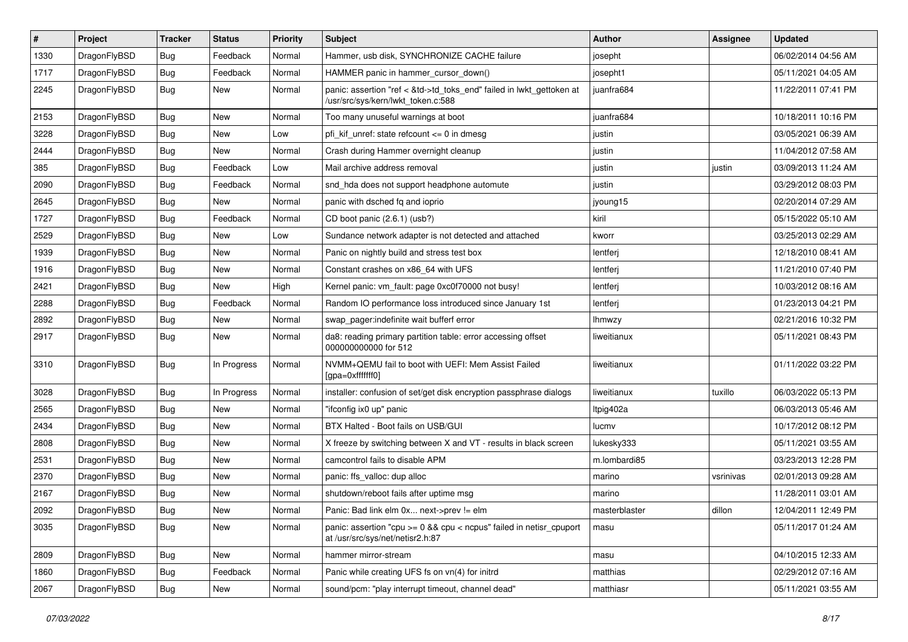| # | Project | Tracker | Status | Priority | Subject | Author | Assignee | Updated |
|---|---|---|---|---|---|---|---|---|
| 1330 | DragonFlyBSD | Bug | Feedback | Normal | Hammer, usb disk, SYNCHRONIZE CACHE failure | josepht | | 06/02/2014 04:56 AM |
| 1717 | DragonFlyBSD | Bug | Feedback | Normal | HAMMER panic in hammer_cursor_down() | josepht1 | | 05/11/2021 04:05 AM |
| 2245 | DragonFlyBSD | Bug | New | Normal | panic: assertion "ref < &td->td_toks_end" failed in lwkt_gettoken at /usr/src/sys/kern/lwkt_token.c:588 | juanfra684 | | 11/22/2011 07:41 PM |
| 2153 | DragonFlyBSD | Bug | New | Normal | Too many unuseful warnings at boot | juanfra684 | | 10/18/2011 10:16 PM |
| 3228 | DragonFlyBSD | Bug | New | Low | pfi_kif_unref: state refcount <= 0 in dmesg | justin | | 03/05/2021 06:39 AM |
| 2444 | DragonFlyBSD | Bug | New | Normal | Crash during Hammer overnight cleanup | justin | | 11/04/2012 07:58 AM |
| 385 | DragonFlyBSD | Bug | Feedback | Low | Mail archive address removal | justin | justin | 03/09/2013 11:24 AM |
| 2090 | DragonFlyBSD | Bug | Feedback | Normal | snd_hda does not support headphone automute | justin | | 03/29/2012 08:03 PM |
| 2645 | DragonFlyBSD | Bug | New | Normal | panic with dsched fq and ioprio | jyoung15 | | 02/20/2014 07:29 AM |
| 1727 | DragonFlyBSD | Bug | Feedback | Normal | CD boot panic (2.6.1) (usb?) | kiril | | 05/15/2022 05:10 AM |
| 2529 | DragonFlyBSD | Bug | New | Low | Sundance network adapter is not detected and attached | kworr | | 03/25/2013 02:29 AM |
| 1939 | DragonFlyBSD | Bug | New | Normal | Panic on nightly build and stress test box | lentferj | | 12/18/2010 08:41 AM |
| 1916 | DragonFlyBSD | Bug | New | Normal | Constant crashes on x86_64 with UFS | lentferj | | 11/21/2010 07:40 PM |
| 2421 | DragonFlyBSD | Bug | New | High | Kernel panic: vm_fault: page 0xc0f70000 not busy! | lentferj | | 10/03/2012 08:16 AM |
| 2288 | DragonFlyBSD | Bug | Feedback | Normal | Random IO performance loss introduced since January 1st | lentferj | | 01/23/2013 04:21 PM |
| 2892 | DragonFlyBSD | Bug | New | Normal | swap_pager:indefinite wait bufferf error | lhmwzy | | 02/21/2016 10:32 PM |
| 2917 | DragonFlyBSD | Bug | New | Normal | da8: reading primary partition table: error accessing offset 000000000000 for 512 | liweitianux | | 05/11/2021 08:43 PM |
| 3310 | DragonFlyBSD | Bug | In Progress | Normal | NVMM+QEMU fail to boot with UEFI: Mem Assist Failed [gpa=0xfffffff0] | liweitianux | | 01/11/2022 03:22 PM |
| 3028 | DragonFlyBSD | Bug | In Progress | Normal | installer: confusion of set/get disk encryption passphrase dialogs | liweitianux | tuxillo | 06/03/2022 05:13 PM |
| 2565 | DragonFlyBSD | Bug | New | Normal | "ifconfig ix0 up" panic | ltpig402a | | 06/03/2013 05:46 AM |
| 2434 | DragonFlyBSD | Bug | New | Normal | BTX Halted - Boot fails on USB/GUI | lucmv | | 10/17/2012 08:12 PM |
| 2808 | DragonFlyBSD | Bug | New | Normal | X freeze by switching between X and VT - results in black screen | lukesky333 | | 05/11/2021 03:55 AM |
| 2531 | DragonFlyBSD | Bug | New | Normal | camcontrol fails to disable APM | m.lombardi85 | | 03/23/2013 12:28 PM |
| 2370 | DragonFlyBSD | Bug | New | Normal | panic: ffs_valloc: dup alloc | marino | vsrinivas | 02/01/2013 09:28 AM |
| 2167 | DragonFlyBSD | Bug | New | Normal | shutdown/reboot fails after uptime msg | marino | | 11/28/2011 03:01 AM |
| 2092 | DragonFlyBSD | Bug | New | Normal | Panic: Bad link elm 0x... next->prev != elm | masterblaster | dillon | 12/04/2011 12:49 PM |
| 3035 | DragonFlyBSD | Bug | New | Normal | panic: assertion "cpu >= 0 && cpu < ncpus" failed in netisr_cpuport at /usr/src/sys/net/netisr2.h:87 | masu | | 05/11/2017 01:24 AM |
| 2809 | DragonFlyBSD | Bug | New | Normal | hammer mirror-stream | masu | | 04/10/2015 12:33 AM |
| 1860 | DragonFlyBSD | Bug | Feedback | Normal | Panic while creating UFS fs on vn(4) for initrd | matthias | | 02/29/2012 07:16 AM |
| 2067 | DragonFlyBSD | Bug | New | Normal | sound/pcm: "play interrupt timeout, channel dead" | matthiasr | | 05/11/2021 03:55 AM |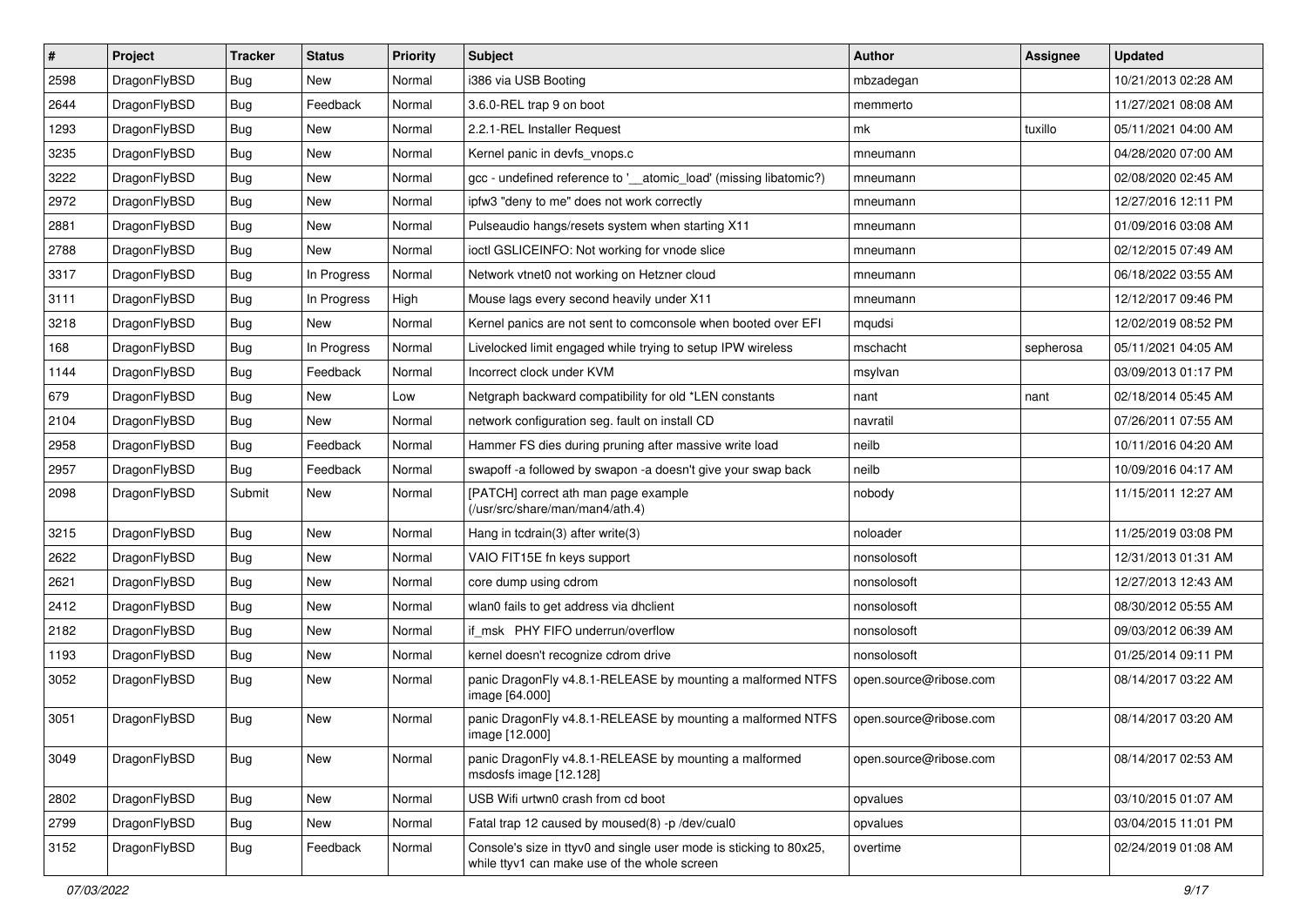| # | Project | Tracker | Status | Priority | Subject | Author | Assignee | Updated |
|---|---|---|---|---|---|---|---|---|
| 2598 | DragonFlyBSD | Bug | New | Normal | i386 via USB Booting | mbzadegan | | 10/21/2013 02:28 AM |
| 2644 | DragonFlyBSD | Bug | Feedback | Normal | 3.6.0-REL trap 9 on boot | memmerto | | 11/27/2021 08:08 AM |
| 1293 | DragonFlyBSD | Bug | New | Normal | 2.2.1-REL Installer Request | mk | tuxillo | 05/11/2021 04:00 AM |
| 3235 | DragonFlyBSD | Bug | New | Normal | Kernel panic in devfs_vnops.c | mneumann | | 04/28/2020 07:00 AM |
| 3222 | DragonFlyBSD | Bug | New | Normal | gcc - undefined reference to '__atomic_load' (missing libatomic?) | mneumann | | 02/08/2020 02:45 AM |
| 2972 | DragonFlyBSD | Bug | New | Normal | ipfw3 "deny to me" does not work correctly | mneumann | | 12/27/2016 12:11 PM |
| 2881 | DragonFlyBSD | Bug | New | Normal | Pulseaudio hangs/resets system when starting X11 | mneumann | | 01/09/2016 03:08 AM |
| 2788 | DragonFlyBSD | Bug | New | Normal | ioctl GSLICEINFO: Not working for vnode slice | mneumann | | 02/12/2015 07:49 AM |
| 3317 | DragonFlyBSD | Bug | In Progress | Normal | Network vtnet0 not working on Hetzner cloud | mneumann | | 06/18/2022 03:55 AM |
| 3111 | DragonFlyBSD | Bug | In Progress | High | Mouse lags every second heavily under X11 | mneumann | | 12/12/2017 09:46 PM |
| 3218 | DragonFlyBSD | Bug | New | Normal | Kernel panics are not sent to comconsole when booted over EFI | mqudsi | | 12/02/2019 08:52 PM |
| 168 | DragonFlyBSD | Bug | In Progress | Normal | Livelocked limit engaged while trying to setup IPW wireless | mschacht | sepherosa | 05/11/2021 04:05 AM |
| 1144 | DragonFlyBSD | Bug | Feedback | Normal | Incorrect clock under KVM | msylvan | | 03/09/2013 01:17 PM |
| 679 | DragonFlyBSD | Bug | New | Low | Netgraph backward compatibility for old *LEN constants | nant | nant | 02/18/2014 05:45 AM |
| 2104 | DragonFlyBSD | Bug | New | Normal | network configuration seg. fault on install CD | navratil | | 07/26/2011 07:55 AM |
| 2958 | DragonFlyBSD | Bug | Feedback | Normal | Hammer FS dies during pruning after massive write load | neilb | | 10/11/2016 04:20 AM |
| 2957 | DragonFlyBSD | Bug | Feedback | Normal | swapoff -a followed by swapon -a doesn't give your swap back | neilb | | 10/09/2016 04:17 AM |
| 2098 | DragonFlyBSD | Submit | New | Normal | [PATCH] correct ath man page example (/usr/src/share/man/man4/ath.4) | nobody | | 11/15/2011 12:27 AM |
| 3215 | DragonFlyBSD | Bug | New | Normal | Hang in tcdrain(3) after write(3) | noloader | | 11/25/2019 03:08 PM |
| 2622 | DragonFlyBSD | Bug | New | Normal | VAIO FIT15E fn keys support | nonsolosoft | | 12/31/2013 01:31 AM |
| 2621 | DragonFlyBSD | Bug | New | Normal | core dump using cdrom | nonsolosoft | | 12/27/2013 12:43 AM |
| 2412 | DragonFlyBSD | Bug | New | Normal | wlan0 fails to get address via dhclient | nonsolosoft | | 08/30/2012 05:55 AM |
| 2182 | DragonFlyBSD | Bug | New | Normal | if_msk PHY FIFO underrun/overflow | nonsolosoft | | 09/03/2012 06:39 AM |
| 1193 | DragonFlyBSD | Bug | New | Normal | kernel doesn't recognize cdrom drive | nonsolosoft | | 01/25/2014 09:11 PM |
| 3052 | DragonFlyBSD | Bug | New | Normal | panic DragonFly v4.8.1-RELEASE by mounting a malformed NTFS image [64.000] | open.source@ribose.com | | 08/14/2017 03:22 AM |
| 3051 | DragonFlyBSD | Bug | New | Normal | panic DragonFly v4.8.1-RELEASE by mounting a malformed NTFS image [12.000] | open.source@ribose.com | | 08/14/2017 03:20 AM |
| 3049 | DragonFlyBSD | Bug | New | Normal | panic DragonFly v4.8.1-RELEASE by mounting a malformed msdosfs image [12.128] | open.source@ribose.com | | 08/14/2017 02:53 AM |
| 2802 | DragonFlyBSD | Bug | New | Normal | USB Wifi urtwn0 crash from cd boot | opvalues | | 03/10/2015 01:07 AM |
| 2799 | DragonFlyBSD | Bug | New | Normal | Fatal trap 12 caused by moused(8) -p /dev/cual0 | opvalues | | 03/04/2015 11:01 PM |
| 3152 | DragonFlyBSD | Bug | Feedback | Normal | Console's size in ttyv0 and single user mode is sticking to 80x25, while ttyv1 can make use of the whole screen | overtime | | 02/24/2019 01:08 AM |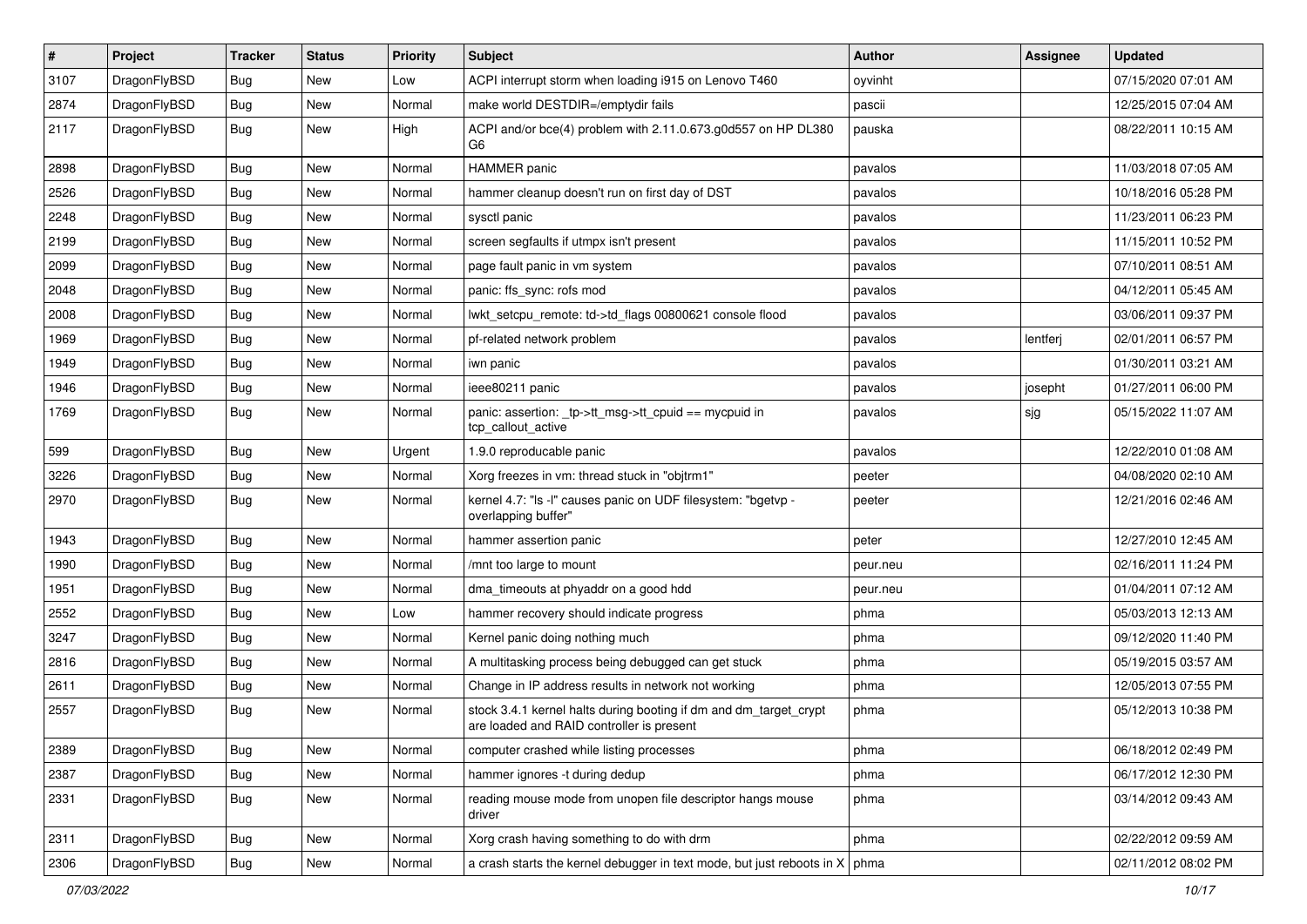| # | Project | Tracker | Status | Priority | Subject | Author | Assignee | Updated |
|---|---|---|---|---|---|---|---|---|
| 3107 | DragonFlyBSD | Bug | New | Low | ACPI interrupt storm when loading i915 on Lenovo T460 | oyvinht | | 07/15/2020 07:01 AM |
| 2874 | DragonFlyBSD | Bug | New | Normal | make world DESTDIR=/emptydir fails | pascii | | 12/25/2015 07:04 AM |
| 2117 | DragonFlyBSD | Bug | New | High | ACPI and/or bce(4) problem with 2.11.0.673.g0d557 on HP DL380 G6 | pauska | | 08/22/2011 10:15 AM |
| 2898 | DragonFlyBSD | Bug | New | Normal | HAMMER panic | pavalos | | 11/03/2018 07:05 AM |
| 2526 | DragonFlyBSD | Bug | New | Normal | hammer cleanup doesn't run on first day of DST | pavalos | | 10/18/2016 05:28 PM |
| 2248 | DragonFlyBSD | Bug | New | Normal | sysctl panic | pavalos | | 11/23/2011 06:23 PM |
| 2199 | DragonFlyBSD | Bug | New | Normal | screen segfaults if utmpx isn't present | pavalos | | 11/15/2011 10:52 PM |
| 2099 | DragonFlyBSD | Bug | New | Normal | page fault panic in vm system | pavalos | | 07/10/2011 08:51 AM |
| 2048 | DragonFlyBSD | Bug | New | Normal | panic: ffs_sync: rofs mod | pavalos | | 04/12/2011 05:45 AM |
| 2008 | DragonFlyBSD | Bug | New | Normal | lwkt_setcpu_remote: td->td_flags 00800621 console flood | pavalos | | 03/06/2011 09:37 PM |
| 1969 | DragonFlyBSD | Bug | New | Normal | pf-related network problem | pavalos | lentferj | 02/01/2011 06:57 PM |
| 1949 | DragonFlyBSD | Bug | New | Normal | iwn panic | pavalos | | 01/30/2011 03:21 AM |
| 1946 | DragonFlyBSD | Bug | New | Normal | ieee80211 panic | pavalos | josepht | 01/27/2011 06:00 PM |
| 1769 | DragonFlyBSD | Bug | New | Normal | panic: assertion: _tp->tt_msg->tt_cpuid == mycpuid in tcp_callout_active | pavalos | sjg | 05/15/2022 11:07 AM |
| 599 | DragonFlyBSD | Bug | New | Urgent | 1.9.0 reproducable panic | pavalos | | 12/22/2010 01:08 AM |
| 3226 | DragonFlyBSD | Bug | New | Normal | Xorg freezes in vm: thread stuck in "objtrm1" | peeter | | 04/08/2020 02:10 AM |
| 2970 | DragonFlyBSD | Bug | New | Normal | kernel 4.7: "ls -l" causes panic on UDF filesystem: "bgetvp - overlapping buffer" | peeter | | 12/21/2016 02:46 AM |
| 1943 | DragonFlyBSD | Bug | New | Normal | hammer assertion panic | peter | | 12/27/2010 12:45 AM |
| 1990 | DragonFlyBSD | Bug | New | Normal | /mnt too large to mount | peur.neu | | 02/16/2011 11:24 PM |
| 1951 | DragonFlyBSD | Bug | New | Normal | dma_timeouts at phyaddr on a good hdd | peur.neu | | 01/04/2011 07:12 AM |
| 2552 | DragonFlyBSD | Bug | New | Low | hammer recovery should indicate progress | phma | | 05/03/2013 12:13 AM |
| 3247 | DragonFlyBSD | Bug | New | Normal | Kernel panic doing nothing much | phma | | 09/12/2020 11:40 PM |
| 2816 | DragonFlyBSD | Bug | New | Normal | A multitasking process being debugged can get stuck | phma | | 05/19/2015 03:57 AM |
| 2611 | DragonFlyBSD | Bug | New | Normal | Change in IP address results in network not working | phma | | 12/05/2013 07:55 PM |
| 2557 | DragonFlyBSD | Bug | New | Normal | stock 3.4.1 kernel halts during booting if dm and dm_target_crypt are loaded and RAID controller is present | phma | | 05/12/2013 10:38 PM |
| 2389 | DragonFlyBSD | Bug | New | Normal | computer crashed while listing processes | phma | | 06/18/2012 02:49 PM |
| 2387 | DragonFlyBSD | Bug | New | Normal | hammer ignores -t during dedup | phma | | 06/17/2012 12:30 PM |
| 2331 | DragonFlyBSD | Bug | New | Normal | reading mouse mode from unopen file descriptor hangs mouse driver | phma | | 03/14/2012 09:43 AM |
| 2311 | DragonFlyBSD | Bug | New | Normal | Xorg crash having something to do with drm | phma | | 02/22/2012 09:59 AM |
| 2306 | DragonFlyBSD | Bug | New | Normal | a crash starts the kernel debugger in text mode, but just reboots in X | phma | | 02/11/2012 08:02 PM |

*07/03/2022*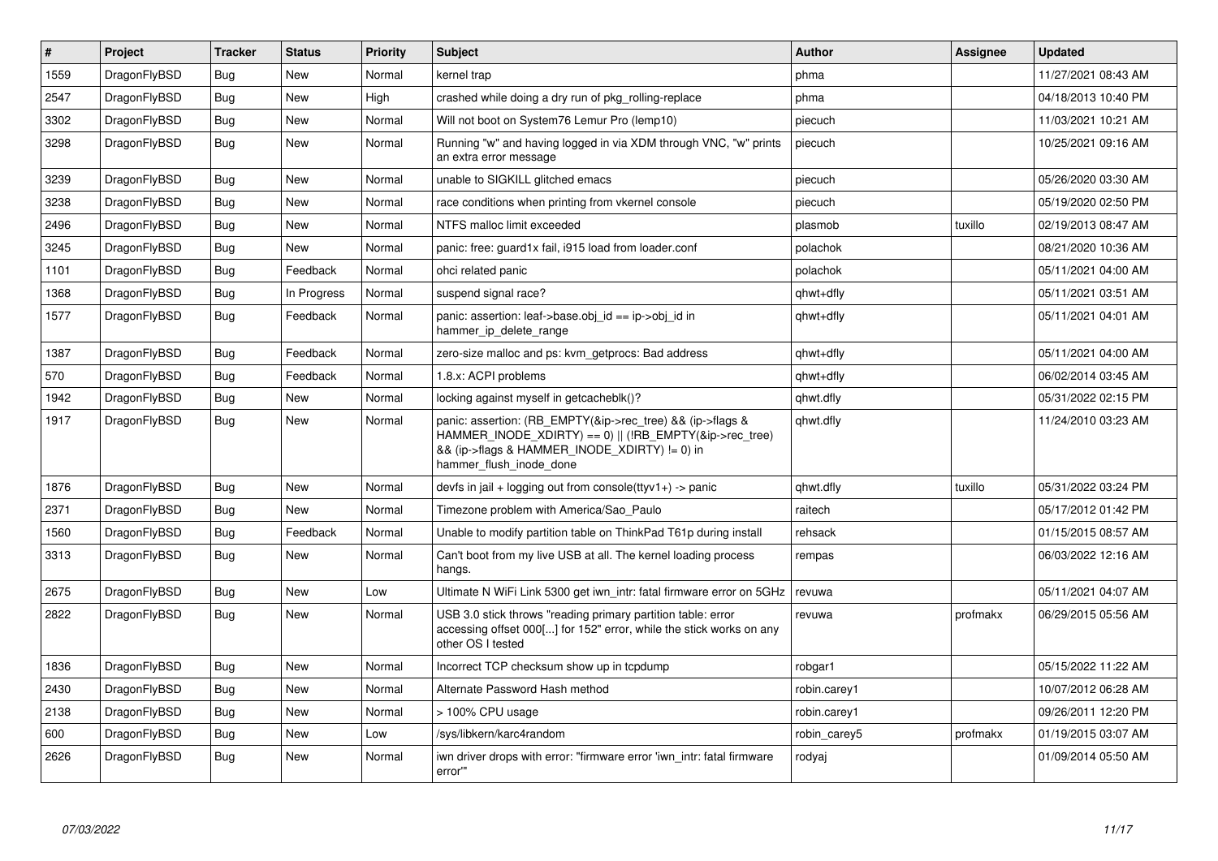| # | Project | Tracker | Status | Priority | Subject | Author | Assignee | Updated |
|---|---|---|---|---|---|---|---|---|
| 1559 | DragonFlyBSD | Bug | New | Normal | kernel trap | phma | | 11/27/2021 08:43 AM |
| 2547 | DragonFlyBSD | Bug | New | High | crashed while doing a dry run of pkg_rolling-replace | phma | | 04/18/2013 10:40 PM |
| 3302 | DragonFlyBSD | Bug | New | Normal | Will not boot on System76 Lemur Pro (lemp10) | piecuch | | 11/03/2021 10:21 AM |
| 3298 | DragonFlyBSD | Bug | New | Normal | Running "w" and having logged in via XDM through VNC, "w" prints an extra error message | piecuch | | 10/25/2021 09:16 AM |
| 3239 | DragonFlyBSD | Bug | New | Normal | unable to SIGKILL glitched emacs | piecuch | | 05/26/2020 03:30 AM |
| 3238 | DragonFlyBSD | Bug | New | Normal | race conditions when printing from vkernel console | piecuch | | 05/19/2020 02:50 PM |
| 2496 | DragonFlyBSD | Bug | New | Normal | NTFS malloc limit exceeded | plasmob | tuxillo | 02/19/2013 08:47 AM |
| 3245 | DragonFlyBSD | Bug | New | Normal | panic: free: guard1x fail, i915 load from loader.conf | polachok | | 08/21/2020 10:36 AM |
| 1101 | DragonFlyBSD | Bug | Feedback | Normal | ohci related panic | polachok | | 05/11/2021 04:00 AM |
| 1368 | DragonFlyBSD | Bug | In Progress | Normal | suspend signal race? | qhwt+dfly | | 05/11/2021 03:51 AM |
| 1577 | DragonFlyBSD | Bug | Feedback | Normal | panic: assertion: leaf->base.obj_id == ip->obj_id in hammer_ip_delete_range | qhwt+dfly | | 05/11/2021 04:01 AM |
| 1387 | DragonFlyBSD | Bug | Feedback | Normal | zero-size malloc and ps: kvm_getprocs: Bad address | qhwt+dfly | | 05/11/2021 04:00 AM |
| 570 | DragonFlyBSD | Bug | Feedback | Normal | 1.8.x: ACPI problems | qhwt+dfly | | 06/02/2014 03:45 AM |
| 1942 | DragonFlyBSD | Bug | New | Normal | locking against myself in getcacheblk()? | qhwt.dfly | | 05/31/2022 02:15 PM |
| 1917 | DragonFlyBSD | Bug | New | Normal | panic: assertion: (RB_EMPTY(&ip->rec_tree) && (ip->flags & HAMMER_INODE_XDIRTY) == 0) \|\| (!RB_EMPTY(&ip->rec_tree) && (ip->flags & HAMMER_INODE_XDIRTY) != 0) in hammer_flush_inode_done | qhwt.dfly | | 11/24/2010 03:23 AM |
| 1876 | DragonFlyBSD | Bug | New | Normal | devfs in jail + logging out from console(ttyv1+) -> panic | qhwt.dfly | tuxillo | 05/31/2022 03:24 PM |
| 2371 | DragonFlyBSD | Bug | New | Normal | Timezone problem with America/Sao_Paulo | raitech | | 05/17/2012 01:42 PM |
| 1560 | DragonFlyBSD | Bug | Feedback | Normal | Unable to modify partition table on ThinkPad T61p during install | rehsack | | 01/15/2015 08:57 AM |
| 3313 | DragonFlyBSD | Bug | New | Normal | Can't boot from my live USB at all. The kernel loading process hangs. | rempas | | 06/03/2022 12:16 AM |
| 2675 | DragonFlyBSD | Bug | New | Low | Ultimate N WiFi Link 5300 get iwn_intr: fatal firmware error on 5GHz | revuwa | | 05/11/2021 04:07 AM |
| 2822 | DragonFlyBSD | Bug | New | Normal | USB 3.0 stick throws "reading primary partition table: error accessing offset 000[...] for 152" error, while the stick works on any other OS I tested | revuwa | profmakx | 06/29/2015 05:56 AM |
| 1836 | DragonFlyBSD | Bug | New | Normal | Incorrect TCP checksum show up in tcpdump | robgar1 | | 05/15/2022 11:22 AM |
| 2430 | DragonFlyBSD | Bug | New | Normal | Alternate Password Hash method | robin.carey1 | | 10/07/2012 06:28 AM |
| 2138 | DragonFlyBSD | Bug | New | Normal | > 100% CPU usage | robin.carey1 | | 09/26/2011 12:20 PM |
| 600 | DragonFlyBSD | Bug | New | Low | /sys/libkern/karc4random | robin_carey5 | profmakx | 01/19/2015 03:07 AM |
| 2626 | DragonFlyBSD | Bug | New | Normal | iwn driver drops with error: "firmware error 'iwn_intr: fatal firmware error'" | rodyaj | | 01/09/2014 05:50 AM |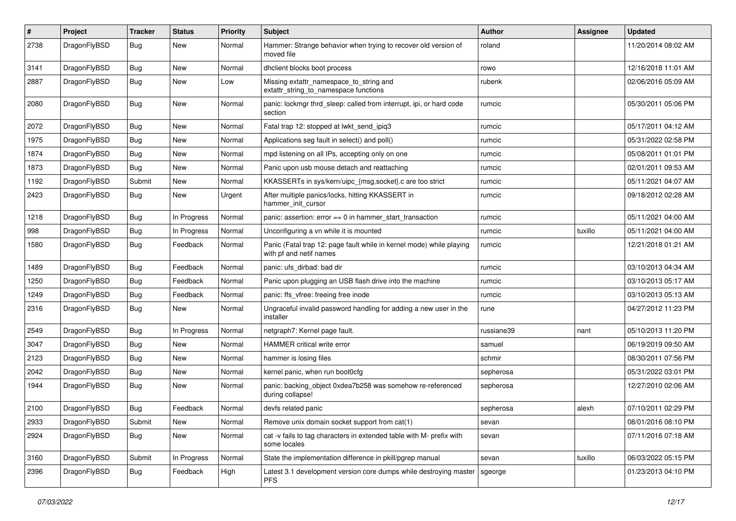| # | Project | Tracker | Status | Priority | Subject | Author | Assignee | Updated |
|---|---|---|---|---|---|---|---|---|
| 2738 | DragonFlyBSD | Bug | New | Normal | Hammer: Strange behavior when trying to recover old version of moved file | roland | | 11/20/2014 08:02 AM |
| 3141 | DragonFlyBSD | Bug | New | Normal | dhclient blocks boot process | rowo | | 12/16/2018 11:01 AM |
| 2887 | DragonFlyBSD | Bug | New | Low | Missing extattr_namespace_to_string and extattr_string_to_namespace functions | rubenk | | 02/06/2016 05:09 AM |
| 2080 | DragonFlyBSD | Bug | New | Normal | panic: lockmgr thrd_sleep: called from interrupt, ipi, or hard code section | rumcic | | 05/30/2011 05:06 PM |
| 2072 | DragonFlyBSD | Bug | New | Normal | Fatal trap 12: stopped at lwkt_send_ipiq3 | rumcic | | 05/17/2011 04:12 AM |
| 1975 | DragonFlyBSD | Bug | New | Normal | Applications seg fault in select() and poll() | rumcic | | 05/31/2022 02:58 PM |
| 1874 | DragonFlyBSD | Bug | New | Normal | mpd listening on all IPs, accepting only on one | rumcic | | 05/08/2011 01:01 PM |
| 1873 | DragonFlyBSD | Bug | New | Normal | Panic upon usb mouse detach and reattaching | rumcic | | 02/01/2011 09:53 AM |
| 1192 | DragonFlyBSD | Submit | New | Normal | KKASSERTs in sys/kern/uipc_{msg,socket}.c are too strict | rumcic | | 05/11/2021 04:07 AM |
| 2423 | DragonFlyBSD | Bug | New | Urgent | After multiple panics/locks, hitting KKASSERT in hammer_init_cursor | rumcic | | 09/18/2012 02:28 AM |
| 1218 | DragonFlyBSD | Bug | In Progress | Normal | panic: assertion: error == 0 in hammer_start_transaction | rumcic | | 05/11/2021 04:00 AM |
| 998 | DragonFlyBSD | Bug | In Progress | Normal | Unconfiguring a vn while it is mounted | rumcic | tuxillo | 05/11/2021 04:00 AM |
| 1580 | DragonFlyBSD | Bug | Feedback | Normal | Panic (Fatal trap 12: page fault while in kernel mode) while playing with pf and netif names | rumcic | | 12/21/2018 01:21 AM |
| 1489 | DragonFlyBSD | Bug | Feedback | Normal | panic: ufs_dirbad: bad dir | rumcic | | 03/10/2013 04:34 AM |
| 1250 | DragonFlyBSD | Bug | Feedback | Normal | Panic upon plugging an USB flash drive into the machine | rumcic | | 03/10/2013 05:17 AM |
| 1249 | DragonFlyBSD | Bug | Feedback | Normal | panic: ffs_vfree: freeing free inode | rumcic | | 03/10/2013 05:13 AM |
| 2316 | DragonFlyBSD | Bug | New | Normal | Ungraceful invalid password handling for adding a new user in the installer | rune | | 04/27/2012 11:23 PM |
| 2549 | DragonFlyBSD | Bug | In Progress | Normal | netgraph7: Kernel page fault. | russiane39 | nant | 05/10/2013 11:20 PM |
| 3047 | DragonFlyBSD | Bug | New | Normal | HAMMER critical write error | samuel | | 06/19/2019 09:50 AM |
| 2123 | DragonFlyBSD | Bug | New | Normal | hammer is losing files | schmir | | 08/30/2011 07:56 PM |
| 2042 | DragonFlyBSD | Bug | New | Normal | kernel panic, when run boot0cfg | sepherosa | | 05/31/2022 03:01 PM |
| 1944 | DragonFlyBSD | Bug | New | Normal | panic: backing_object 0xdea7b258 was somehow re-referenced during collapse! | sepherosa | | 12/27/2010 02:06 AM |
| 2100 | DragonFlyBSD | Bug | Feedback | Normal | devfs related panic | sepherosa | alexh | 07/10/2011 02:29 PM |
| 2933 | DragonFlyBSD | Submit | New | Normal | Remove unix domain socket support from cat(1) | sevan | | 08/01/2016 08:10 PM |
| 2924 | DragonFlyBSD | Bug | New | Normal | cat -v fails to tag characters in extended table with M- prefix with some locales | sevan | | 07/11/2016 07:18 AM |
| 3160 | DragonFlyBSD | Submit | In Progress | Normal | State the implementation difference in pkill/pgrep manual | sevan | tuxillo | 06/03/2022 05:15 PM |
| 2396 | DragonFlyBSD | Bug | Feedback | High | Latest 3.1 development version core dumps while destroying master PFS | sgeorge | | 01/23/2013 04:10 PM |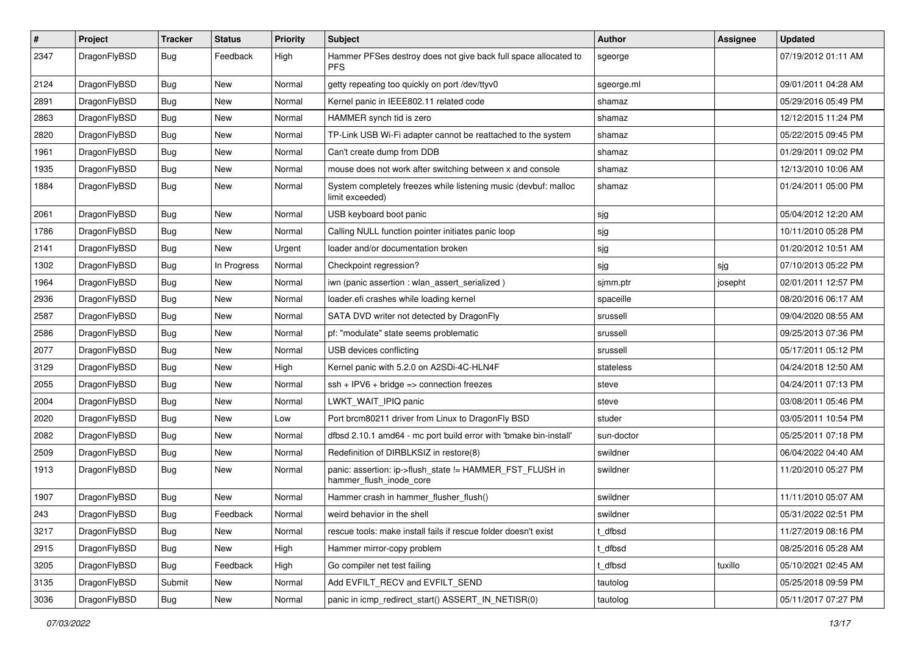| # | Project | Tracker | Status | Priority | Subject | Author | Assignee | Updated |
|---|---|---|---|---|---|---|---|---|
| 2347 | DragonFlyBSD | Bug | Feedback | High | Hammer PFSes destroy does not give back full space allocated to PFS | sgeorge | | 07/19/2012 01:11 AM |
| 2124 | DragonFlyBSD | Bug | New | Normal | getty repeating too quickly on port /dev/ttyv0 | sgeorge.ml | | 09/01/2011 04:28 AM |
| 2891 | DragonFlyBSD | Bug | New | Normal | Kernel panic in IEEE802.11 related code | shamaz | | 05/29/2016 05:49 PM |
| 2863 | DragonFlyBSD | Bug | New | Normal | HAMMER synch tid is zero | shamaz | | 12/12/2015 11:24 PM |
| 2820 | DragonFlyBSD | Bug | New | Normal | TP-Link USB Wi-Fi adapter cannot be reattached to the system | shamaz | | 05/22/2015 09:45 PM |
| 1961 | DragonFlyBSD | Bug | New | Normal | Can't create dump from DDB | shamaz | | 01/29/2011 09:02 PM |
| 1935 | DragonFlyBSD | Bug | New | Normal | mouse does not work after switching between x and console | shamaz | | 12/13/2010 10:06 AM |
| 1884 | DragonFlyBSD | Bug | New | Normal | System completely freezes while listening music (devbuf: malloc limit exceeded) | shamaz | | 01/24/2011 05:00 PM |
| 2061 | DragonFlyBSD | Bug | New | Normal | USB keyboard boot panic | sjg | | 05/04/2012 12:20 AM |
| 1786 | DragonFlyBSD | Bug | New | Normal | Calling NULL function pointer initiates panic loop | sjg | | 10/11/2010 05:28 PM |
| 2141 | DragonFlyBSD | Bug | New | Urgent | loader and/or documentation broken | sjg | | 01/20/2012 10:51 AM |
| 1302 | DragonFlyBSD | Bug | In Progress | Normal | Checkpoint regression? | sjg | sjg | 07/10/2013 05:22 PM |
| 1964 | DragonFlyBSD | Bug | New | Normal | iwn (panic assertion : wlan_assert_serialized ) | sjmm.ptr | josepht | 02/01/2011 12:57 PM |
| 2936 | DragonFlyBSD | Bug | New | Normal | loader.efi crashes while loading kernel | spaceille | | 08/20/2016 06:17 AM |
| 2587 | DragonFlyBSD | Bug | New | Normal | SATA DVD writer not detected by DragonFly | srussell | | 09/04/2020 08:55 AM |
| 2586 | DragonFlyBSD | Bug | New | Normal | pf: "modulate" state seems problematic | srussell | | 09/25/2013 07:36 PM |
| 2077 | DragonFlyBSD | Bug | New | Normal | USB devices conflicting | srussell | | 05/17/2011 05:12 PM |
| 3129 | DragonFlyBSD | Bug | New | High | Kernel panic with 5.2.0 on A2SDi-4C-HLN4F | stateless | | 04/24/2018 12:50 AM |
| 2055 | DragonFlyBSD | Bug | New | Normal | ssh + IPV6 + bridge => connection freezes | steve | | 04/24/2011 07:13 PM |
| 2004 | DragonFlyBSD | Bug | New | Normal | LWKT_WAIT_IPIQ panic | steve | | 03/08/2011 05:46 PM |
| 2020 | DragonFlyBSD | Bug | New | Low | Port brcm80211 driver from Linux to DragonFly BSD | studer | | 03/05/2011 10:54 PM |
| 2082 | DragonFlyBSD | Bug | New | Normal | dfbsd 2.10.1 amd64 - mc port build error with 'bmake bin-install' | sun-doctor | | 05/25/2011 07:18 PM |
| 2509 | DragonFlyBSD | Bug | New | Normal | Redefinition of DIRBLKSIZ in restore(8) | swildner | | 06/04/2022 04:40 AM |
| 1913 | DragonFlyBSD | Bug | New | Normal | panic: assertion: ip->flush_state != HAMMER_FST_FLUSH in hammer_flush_inode_core | swildner | | 11/20/2010 05:27 PM |
| 1907 | DragonFlyBSD | Bug | New | Normal | Hammer crash in hammer_flusher_flush() | swildner | | 11/11/2010 05:07 AM |
| 243 | DragonFlyBSD | Bug | Feedback | Normal | weird behavior in the shell | swildner | | 05/31/2022 02:51 PM |
| 3217 | DragonFlyBSD | Bug | New | Normal | rescue tools: make install fails if rescue folder doesn't exist | t_dfbsd | | 11/27/2019 08:16 PM |
| 2915 | DragonFlyBSD | Bug | New | High | Hammer mirror-copy problem | t_dfbsd | | 08/25/2016 05:28 AM |
| 3205 | DragonFlyBSD | Bug | Feedback | High | Go compiler net test failing | t_dfbsd | tuxillo | 05/10/2021 02:45 AM |
| 3135 | DragonFlyBSD | Submit | New | Normal | Add EVFILT_RECV and EVFILT_SEND | tautolog | | 05/25/2018 09:59 PM |
| 3036 | DragonFlyBSD | Bug | New | Normal | panic in icmp_redirect_start() ASSERT_IN_NETISR(0) | tautolog | | 05/11/2017 07:27 PM |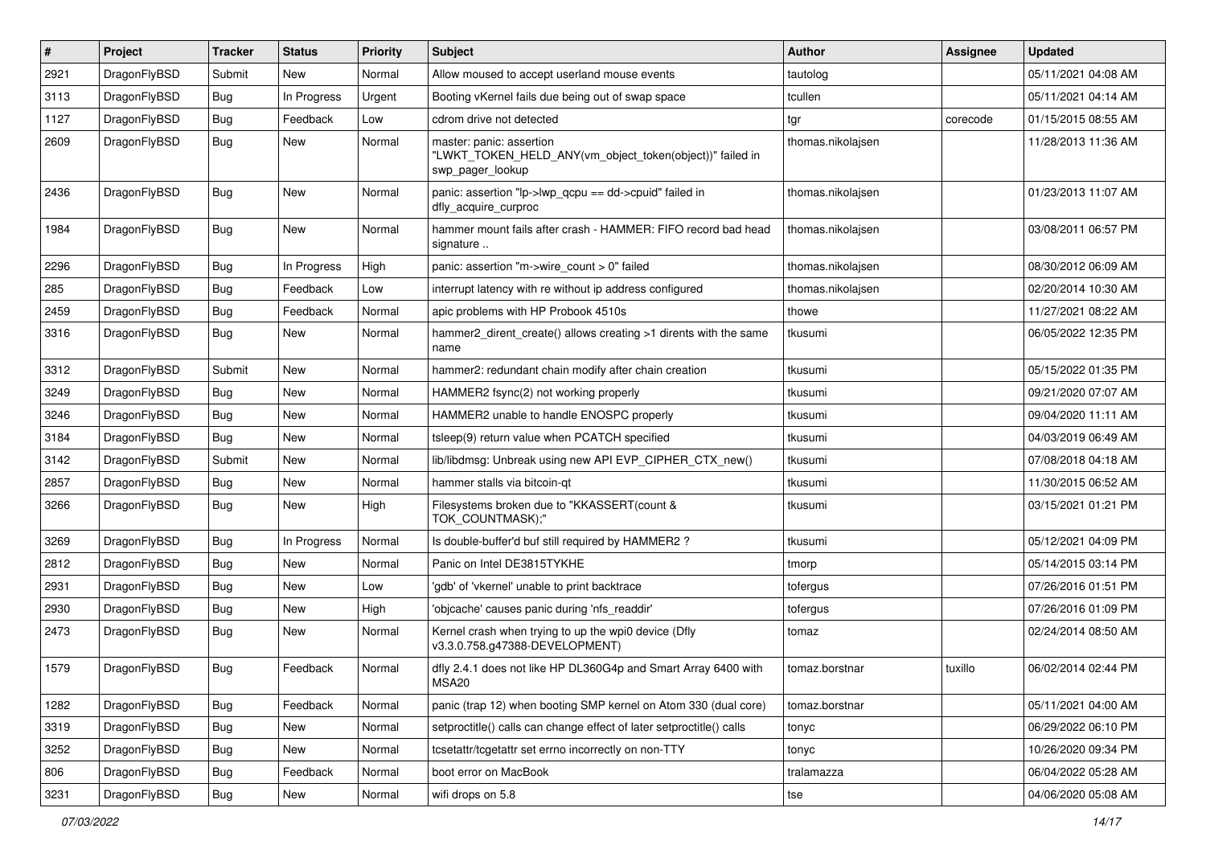| # | Project | Tracker | Status | Priority | Subject | Author | Assignee | Updated |
|---|---|---|---|---|---|---|---|---|
| 2921 | DragonFlyBSD | Submit | New | Normal | Allow moused to accept userland mouse events | tautolog | | 05/11/2021 04:08 AM |
| 3113 | DragonFlyBSD | Bug | In Progress | Urgent | Booting vKernel fails due being out of swap space | tcullen | | 05/11/2021 04:14 AM |
| 1127 | DragonFlyBSD | Bug | Feedback | Low | cdrom drive not detected | tgr | corecode | 01/15/2015 08:55 AM |
| 2609 | DragonFlyBSD | Bug | New | Normal | master: panic: assertion "LWKT_TOKEN_HELD_ANY(vm_object_token(object))" failed in swp_pager_lookup | thomas.nikolajsen | | 11/28/2013 11:36 AM |
| 2436 | DragonFlyBSD | Bug | New | Normal | panic: assertion "lp->lwp_qcpu == dd->cpuid" failed in dfly_acquire_curproc | thomas.nikolajsen | | 01/23/2013 11:07 AM |
| 1984 | DragonFlyBSD | Bug | New | Normal | hammer mount fails after crash - HAMMER: FIFO record bad head signature .. | thomas.nikolajsen | | 03/08/2011 06:57 PM |
| 2296 | DragonFlyBSD | Bug | In Progress | High | panic: assertion "m->wire_count > 0" failed | thomas.nikolajsen | | 08/30/2012 06:09 AM |
| 285 | DragonFlyBSD | Bug | Feedback | Low | interrupt latency with re without ip address configured | thomas.nikolajsen | | 02/20/2014 10:30 AM |
| 2459 | DragonFlyBSD | Bug | Feedback | Normal | apic problems with HP Probook 4510s | thowe | | 11/27/2021 08:22 AM |
| 3316 | DragonFlyBSD | Bug | New | Normal | hammer2_dirent_create() allows creating >1 dirents with the same name | tkusumi | | 06/05/2022 12:35 PM |
| 3312 | DragonFlyBSD | Submit | New | Normal | hammer2: redundant chain modify after chain creation | tkusumi | | 05/15/2022 01:35 PM |
| 3249 | DragonFlyBSD | Bug | New | Normal | HAMMER2 fsync(2) not working properly | tkusumi | | 09/21/2020 07:07 AM |
| 3246 | DragonFlyBSD | Bug | New | Normal | HAMMER2 unable to handle ENOSPC properly | tkusumi | | 09/04/2020 11:11 AM |
| 3184 | DragonFlyBSD | Bug | New | Normal | tsleep(9) return value when PCATCH specified | tkusumi | | 04/03/2019 06:49 AM |
| 3142 | DragonFlyBSD | Submit | New | Normal | lib/libdmsg: Unbreak using new API EVP_CIPHER_CTX_new() | tkusumi | | 07/08/2018 04:18 AM |
| 2857 | DragonFlyBSD | Bug | New | Normal | hammer stalls via bitcoin-qt | tkusumi | | 11/30/2015 06:52 AM |
| 3266 | DragonFlyBSD | Bug | New | High | Filesystems broken due to "KKASSERT(count & TOK_COUNTMASK);" | tkusumi | | 03/15/2021 01:21 PM |
| 3269 | DragonFlyBSD | Bug | In Progress | Normal | Is double-buffer'd buf still required by HAMMER2 ? | tkusumi | | 05/12/2021 04:09 PM |
| 2812 | DragonFlyBSD | Bug | New | Normal | Panic on Intel DE3815TYKHE | tmorp | | 05/14/2015 03:14 PM |
| 2931 | DragonFlyBSD | Bug | New | Low | 'gdb' of 'vkernel' unable to print backtrace | tofergus | | 07/26/2016 01:51 PM |
| 2930 | DragonFlyBSD | Bug | New | High | 'objcache' causes panic during 'nfs_readdir' | tofergus | | 07/26/2016 01:09 PM |
| 2473 | DragonFlyBSD | Bug | New | Normal | Kernel crash when trying to up the wpi0 device (Dfly v3.3.0.758.g47388-DEVELOPMENT) | tomaz | | 02/24/2014 08:50 AM |
| 1579 | DragonFlyBSD | Bug | Feedback | Normal | dfly 2.4.1 does not like HP DL360G4p and Smart Array 6400 with MSA20 | tomaz.borstnar | tuxillo | 06/02/2014 02:44 PM |
| 1282 | DragonFlyBSD | Bug | Feedback | Normal | panic (trap 12) when booting SMP kernel on Atom 330 (dual core) | tomaz.borstnar | | 05/11/2021 04:00 AM |
| 3319 | DragonFlyBSD | Bug | New | Normal | setproctitle() calls can change effect of later setproctitle() calls | tonyc | | 06/29/2022 06:10 PM |
| 3252 | DragonFlyBSD | Bug | New | Normal | tcsetattr/tcgetattr set errno incorrectly on non-TTY | tonyc | | 10/26/2020 09:34 PM |
| 806 | DragonFlyBSD | Bug | Feedback | Normal | boot error on MacBook | tralamazza | | 06/04/2022 05:28 AM |
| 3231 | DragonFlyBSD | Bug | New | Normal | wifi drops on 5.8 | tse | | 04/06/2020 05:08 AM |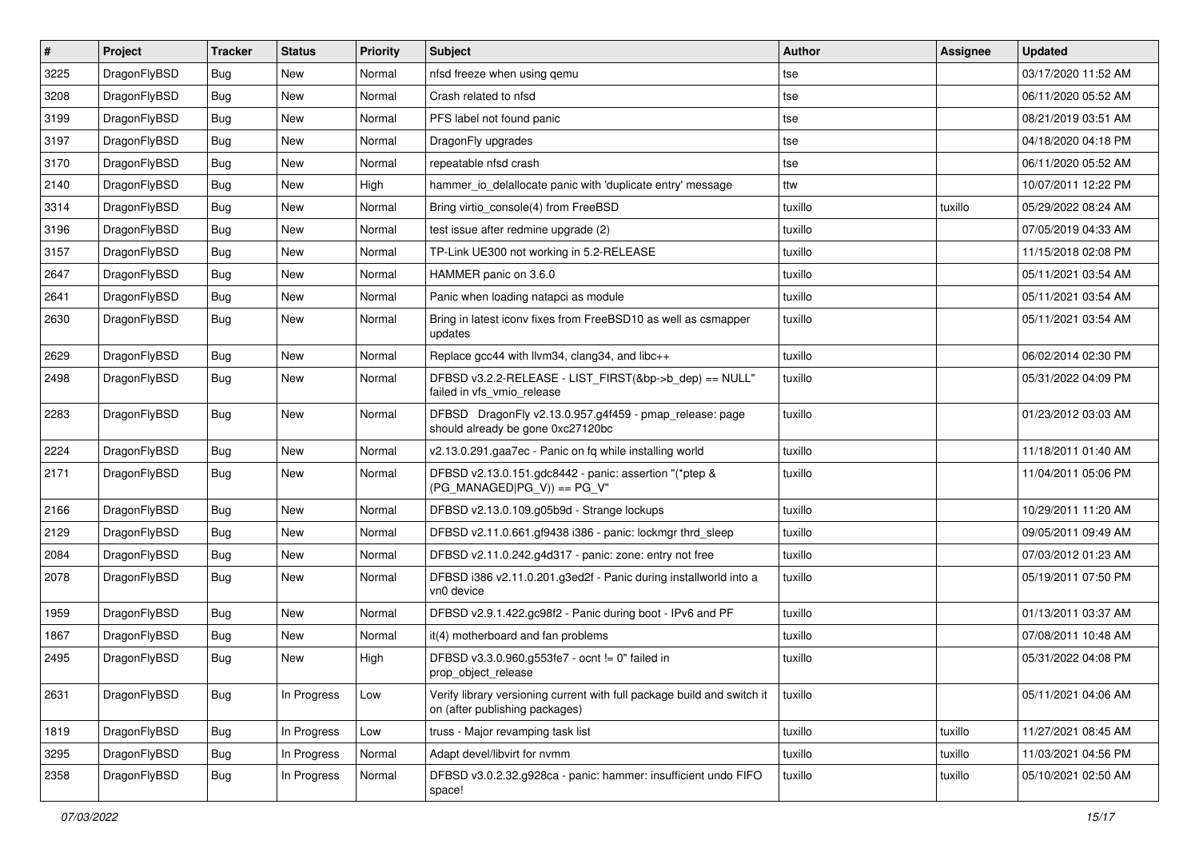| # | Project | Tracker | Status | Priority | Subject | Author | Assignee | Updated |
|---|---|---|---|---|---|---|---|---|
| 3225 | DragonFlyBSD | Bug | New | Normal | nfsd freeze when using qemu | tse | | 03/17/2020 11:52 AM |
| 3208 | DragonFlyBSD | Bug | New | Normal | Crash related to nfsd | tse | | 06/11/2020 05:52 AM |
| 3199 | DragonFlyBSD | Bug | New | Normal | PFS label not found panic | tse | | 08/21/2019 03:51 AM |
| 3197 | DragonFlyBSD | Bug | New | Normal | DragonFly upgrades | tse | | 04/18/2020 04:18 PM |
| 3170 | DragonFlyBSD | Bug | New | Normal | repeatable nfsd crash | tse | | 06/11/2020 05:52 AM |
| 2140 | DragonFlyBSD | Bug | New | High | hammer_io_delallocate panic with 'duplicate entry' message | ttw | | 10/07/2011 12:22 PM |
| 3314 | DragonFlyBSD | Bug | New | Normal | Bring virtio_console(4) from FreeBSD | tuxillo | tuxillo | 05/29/2022 08:24 AM |
| 3196 | DragonFlyBSD | Bug | New | Normal | test issue after redmine upgrade (2) | tuxillo | | 07/05/2019 04:33 AM |
| 3157 | DragonFlyBSD | Bug | New | Normal | TP-Link UE300 not working in 5.2-RELEASE | tuxillo | | 11/15/2018 02:08 PM |
| 2647 | DragonFlyBSD | Bug | New | Normal | HAMMER panic on 3.6.0 | tuxillo | | 05/11/2021 03:54 AM |
| 2641 | DragonFlyBSD | Bug | New | Normal | Panic when loading natapci as module | tuxillo | | 05/11/2021 03:54 AM |
| 2630 | DragonFlyBSD | Bug | New | Normal | Bring in latest iconv fixes from FreeBSD10 as well as csmapper updates | tuxillo | | 05/11/2021 03:54 AM |
| 2629 | DragonFlyBSD | Bug | New | Normal | Replace gcc44 with llvm34, clang34, and libc++ | tuxillo | | 06/02/2014 02:30 PM |
| 2498 | DragonFlyBSD | Bug | New | Normal | DFBSD v3.2.2-RELEASE - LIST_FIRST(&bp->b_dep) == NULL" failed in vfs_vmio_release | tuxillo | | 05/31/2022 04:09 PM |
| 2283 | DragonFlyBSD | Bug | New | Normal | DFBSD DragonFly v2.13.0.957.g4f459 - pmap_release: page should already be gone 0xc27120bc | tuxillo | | 01/23/2012 03:03 AM |
| 2224 | DragonFlyBSD | Bug | New | Normal | v2.13.0.291.gaa7ec - Panic on fq while installing world | tuxillo | | 11/18/2011 01:40 AM |
| 2171 | DragonFlyBSD | Bug | New | Normal | DFBSD v2.13.0.151.gdc8442 - panic: assertion "(*ptep & (PG_MANAGED\|PG_V)) == PG_V" | tuxillo | | 11/04/2011 05:06 PM |
| 2166 | DragonFlyBSD | Bug | New | Normal | DFBSD v2.13.0.109.g05b9d - Strange lockups | tuxillo | | 10/29/2011 11:20 AM |
| 2129 | DragonFlyBSD | Bug | New | Normal | DFBSD v2.11.0.661.gf9438 i386 - panic: lockmgr thrd_sleep | tuxillo | | 09/05/2011 09:49 AM |
| 2084 | DragonFlyBSD | Bug | New | Normal | DFBSD v2.11.0.242.g4d317 - panic: zone: entry not free | tuxillo | | 07/03/2012 01:23 AM |
| 2078 | DragonFlyBSD | Bug | New | Normal | DFBSD i386 v2.11.0.201.g3ed2f - Panic during installworld into a vn0 device | tuxillo | | 05/19/2011 07:50 PM |
| 1959 | DragonFlyBSD | Bug | New | Normal | DFBSD v2.9.1.422.gc98f2 - Panic during boot - IPv6 and PF | tuxillo | | 01/13/2011 03:37 AM |
| 1867 | DragonFlyBSD | Bug | New | Normal | it(4) motherboard and fan problems | tuxillo | | 07/08/2011 10:48 AM |
| 2495 | DragonFlyBSD | Bug | New | High | DFBSD v3.3.0.960.g553fe7 - ocnt != 0" failed in prop_object_release | tuxillo | | 05/31/2022 04:08 PM |
| 2631 | DragonFlyBSD | Bug | In Progress | Low | Verify library versioning current with full package build and switch it on (after publishing packages) | tuxillo | | 05/11/2021 04:06 AM |
| 1819 | DragonFlyBSD | Bug | In Progress | Low | truss - Major revamping task list | tuxillo | tuxillo | 11/27/2021 08:45 AM |
| 3295 | DragonFlyBSD | Bug | In Progress | Normal | Adapt devel/libvirt for nvmm | tuxillo | tuxillo | 11/03/2021 04:56 PM |
| 2358 | DragonFlyBSD | Bug | In Progress | Normal | DFBSD v3.0.2.32.g928ca - panic: hammer: insufficient undo FIFO space! | tuxillo | tuxillo | 05/10/2021 02:50 AM |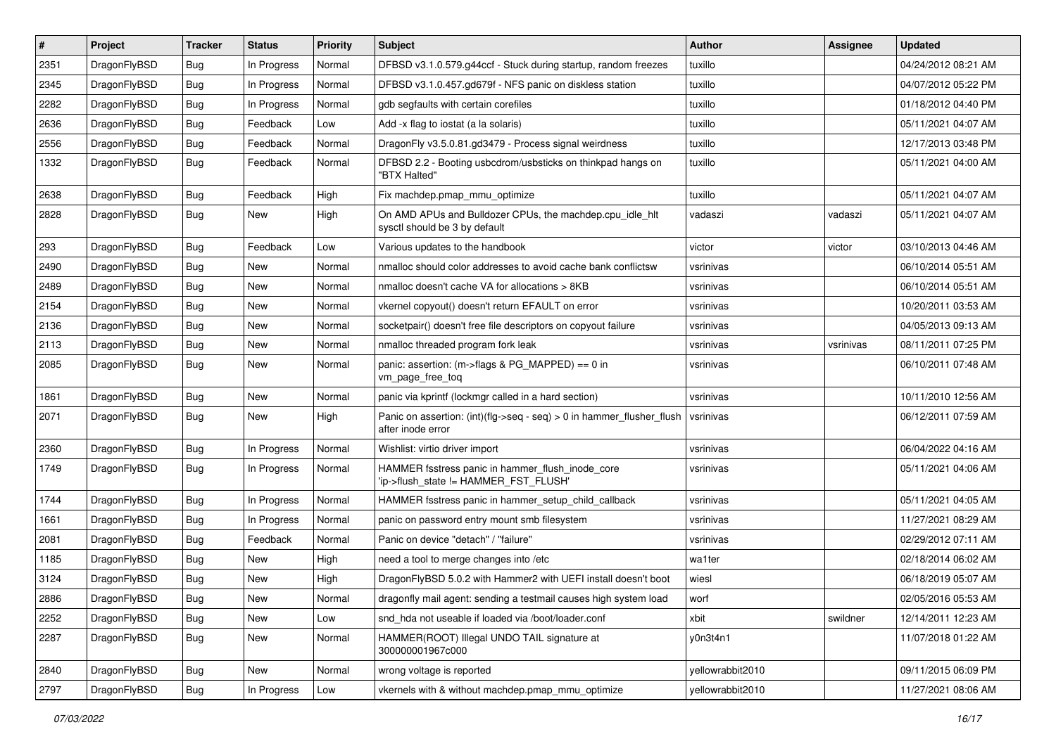| # | Project | Tracker | Status | Priority | Subject | Author | Assignee | Updated |
|---|---|---|---|---|---|---|---|---|
| 2351 | DragonFlyBSD | Bug | In Progress | Normal | DFBSD v3.1.0.579.g44ccf - Stuck during startup, random freezes | tuxillo | | 04/24/2012 08:21 AM |
| 2345 | DragonFlyBSD | Bug | In Progress | Normal | DFBSD v3.1.0.457.gd679f - NFS panic on diskless station | tuxillo | | 04/07/2012 05:22 PM |
| 2282 | DragonFlyBSD | Bug | In Progress | Normal | gdb segfaults with certain corefiles | tuxillo | | 01/18/2012 04:40 PM |
| 2636 | DragonFlyBSD | Bug | Feedback | Low | Add -x flag to iostat (a la solaris) | tuxillo | | 05/11/2021 04:07 AM |
| 2556 | DragonFlyBSD | Bug | Feedback | Normal | DragonFly v3.5.0.81.gd3479 - Process signal weirdness | tuxillo | | 12/17/2013 03:48 PM |
| 1332 | DragonFlyBSD | Bug | Feedback | Normal | DFBSD 2.2 - Booting usbcdrom/usbsticks on thinkpad hangs on "BTX Halted" | tuxillo | | 05/11/2021 04:00 AM |
| 2638 | DragonFlyBSD | Bug | Feedback | High | Fix machdep.pmap_mmu_optimize | tuxillo | | 05/11/2021 04:07 AM |
| 2828 | DragonFlyBSD | Bug | New | High | On AMD APUs and Bulldozer CPUs, the machdep.cpu_idle_hlt sysctl should be 3 by default | vadaszi | vadaszi | 05/11/2021 04:07 AM |
| 293 | DragonFlyBSD | Bug | Feedback | Low | Various updates to the handbook | victor | victor | 03/10/2013 04:46 AM |
| 2490 | DragonFlyBSD | Bug | New | Normal | nmalloc should color addresses to avoid cache bank conflictsw | vsrinivas | | 06/10/2014 05:51 AM |
| 2489 | DragonFlyBSD | Bug | New | Normal | nmalloc doesn't cache VA for allocations > 8KB | vsrinivas | | 06/10/2014 05:51 AM |
| 2154 | DragonFlyBSD | Bug | New | Normal | vkernel copyout() doesn't return EFAULT on error | vsrinivas | | 10/20/2011 03:53 AM |
| 2136 | DragonFlyBSD | Bug | New | Normal | socketpair() doesn't free file descriptors on copyout failure | vsrinivas | | 04/05/2013 09:13 AM |
| 2113 | DragonFlyBSD | Bug | New | Normal | nmalloc threaded program fork leak | vsrinivas | vsrinivas | 08/11/2011 07:25 PM |
| 2085 | DragonFlyBSD | Bug | New | Normal | panic: assertion: (m->flags & PG_MAPPED) == 0 in vm_page_free_toq | vsrinivas | | 06/10/2011 07:48 AM |
| 1861 | DragonFlyBSD | Bug | New | Normal | panic via kprintf (lockmgr called in a hard section) | vsrinivas | | 10/11/2010 12:56 AM |
| 2071 | DragonFlyBSD | Bug | New | High | Panic on assertion: (int)(flg->seq - seq) > 0 in hammer_flusher_flush after inode error | vsrinivas | | 06/12/2011 07:59 AM |
| 2360 | DragonFlyBSD | Bug | In Progress | Normal | Wishlist: virtio driver import | vsrinivas | | 06/04/2022 04:16 AM |
| 1749 | DragonFlyBSD | Bug | In Progress | Normal | HAMMER fsstress panic in hammer_flush_inode_core 'ip->flush_state != HAMMER_FST_FLUSH' | vsrinivas | | 05/11/2021 04:06 AM |
| 1744 | DragonFlyBSD | Bug | In Progress | Normal | HAMMER fsstress panic in hammer_setup_child_callback | vsrinivas | | 05/11/2021 04:05 AM |
| 1661 | DragonFlyBSD | Bug | In Progress | Normal | panic on password entry mount smb filesystem | vsrinivas | | 11/27/2021 08:29 AM |
| 2081 | DragonFlyBSD | Bug | Feedback | Normal | Panic on device "detach" / "failure" | vsrinivas | | 02/29/2012 07:11 AM |
| 1185 | DragonFlyBSD | Bug | New | High | need a tool to merge changes into /etc | wa1ter | | 02/18/2014 06:02 AM |
| 3124 | DragonFlyBSD | Bug | New | High | DragonFlyBSD 5.0.2 with Hammer2 with UEFI install doesn't boot | wiesl | | 06/18/2019 05:07 AM |
| 2886 | DragonFlyBSD | Bug | New | Normal | dragonfly mail agent: sending a testmail causes high system load | worf | | 02/05/2016 05:53 AM |
| 2252 | DragonFlyBSD | Bug | New | Low | snd_hda not useable if loaded via /boot/loader.conf | xbit | swildner | 12/14/2011 12:23 AM |
| 2287 | DragonFlyBSD | Bug | New | Normal | HAMMER(ROOT) Illegal UNDO TAIL signature at 300000001967c000 | y0n3t4n1 | | 11/07/2018 01:22 AM |
| 2840 | DragonFlyBSD | Bug | New | Normal | wrong voltage is reported | yellowrabbit2010 | | 09/11/2015 06:09 PM |
| 2797 | DragonFlyBSD | Bug | In Progress | Low | vkernels with & without machdep.pmap_mmu_optimize | yellowrabbit2010 | | 11/27/2021 08:06 AM |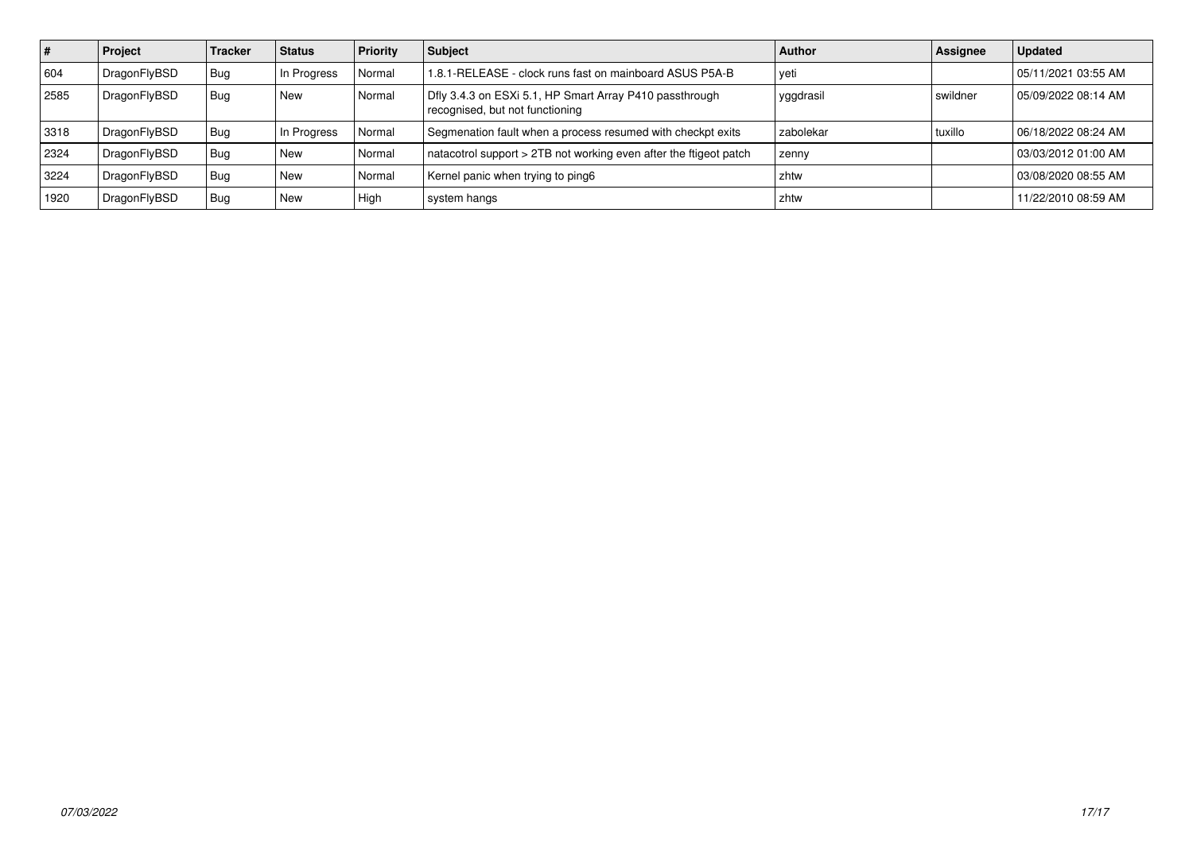| # | Project | Tracker | Status | Priority | Subject | Author | Assignee | Updated |
|---|---|---|---|---|---|---|---|---|
| 604 | DragonFlyBSD | Bug | In Progress | Normal | 1.8.1-RELEASE - clock runs fast on mainboard ASUS P5A-B | yeti | | 05/11/2021 03:55 AM |
| 2585 | DragonFlyBSD | Bug | New | Normal | Dfly 3.4.3 on ESXi 5.1, HP Smart Array P410 passthrough recognised, but not functioning | yggdrasil | swildner | 05/09/2022 08:14 AM |
| 3318 | DragonFlyBSD | Bug | In Progress | Normal | Segmenation fault when a process resumed with checkpt exits | zabolekar | tuxillo | 06/18/2022 08:24 AM |
| 2324 | DragonFlyBSD | Bug | New | Normal | natacotrol support > 2TB not working even after the ftigeot patch | zenny | | 03/03/2012 01:00 AM |
| 3224 | DragonFlyBSD | Bug | New | Normal | Kernel panic when trying to ping6 | zhtw | | 03/08/2020 08:55 AM |
| 1920 | DragonFlyBSD | Bug | New | High | system hangs | zhtw | | 11/22/2010 08:59 AM |